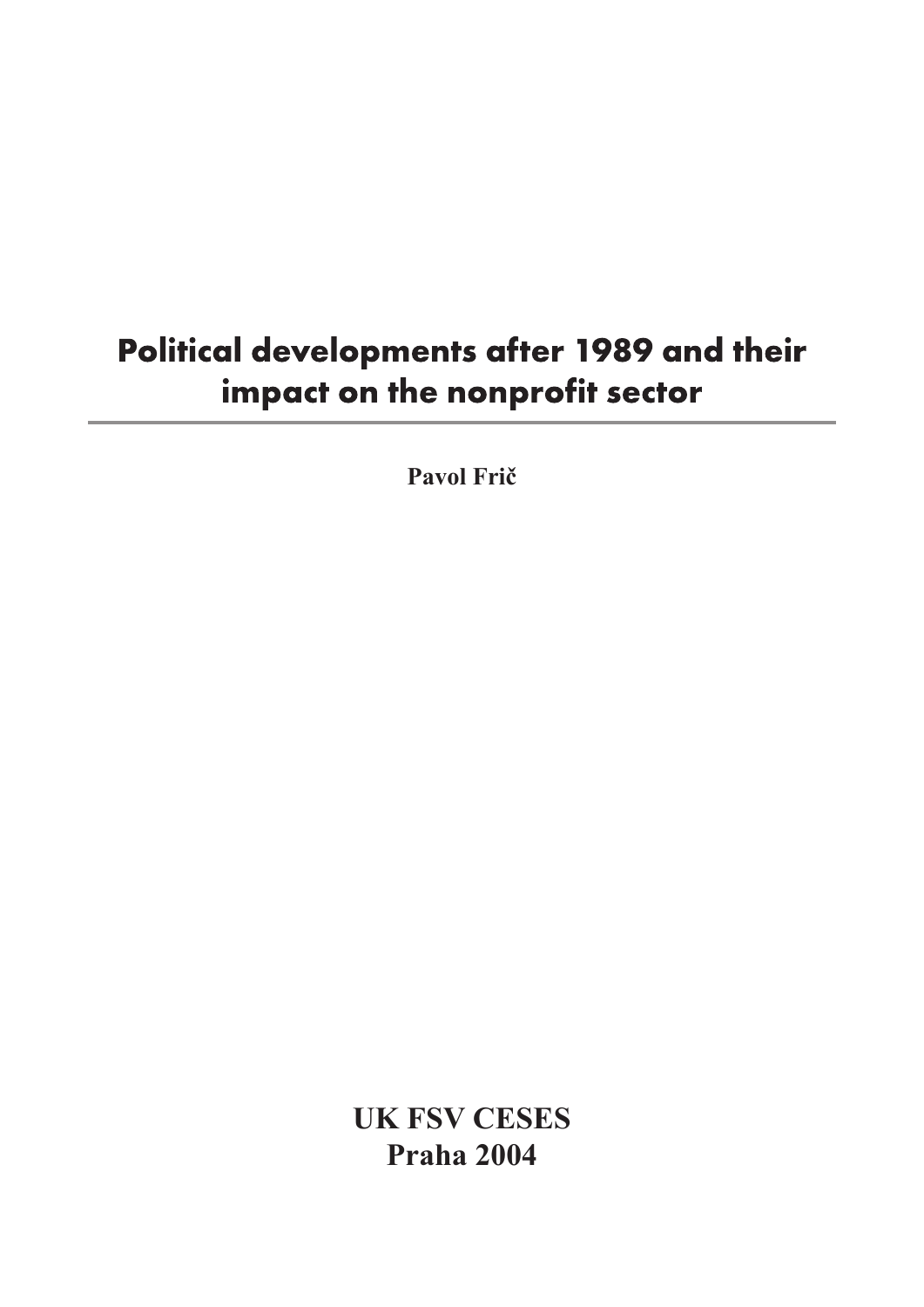# Political developments after 1989 and their impact on the nonprofit sector

**Pavol Frič**

**UK FSV CESES**
**Praha 2004**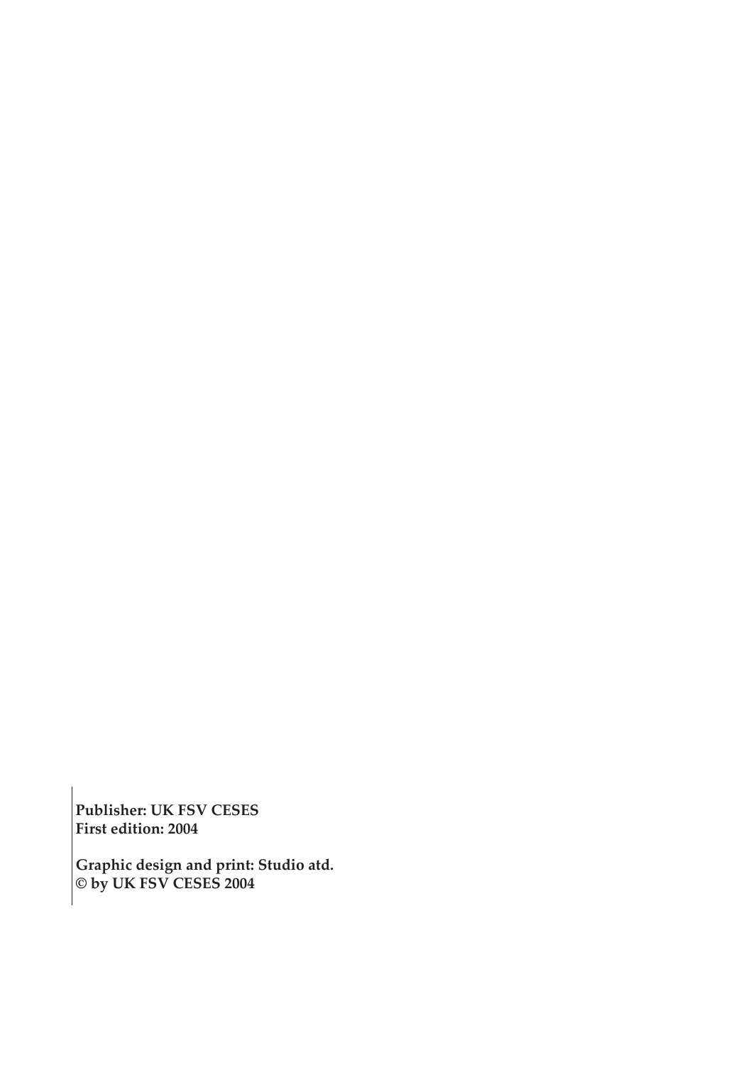**Publisher: UK FSV CESES**
**First edition: 2004**

**Graphic design and print: Studio atd.**
**© by UK FSV CESES 2004**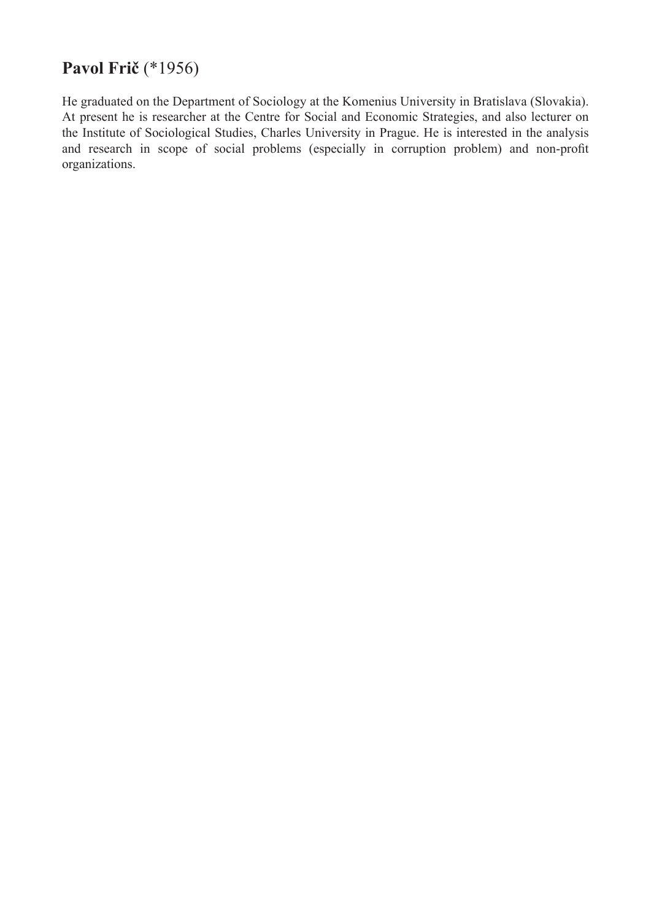## **Pavol Frič** (*1956)

He graduated on the Department of Sociology at the Komenius University in Bratislava (Slovakia). At present he is researcher at the Centre for Social and Economic Strategies, and also lecturer on the Institute of Sociological Studies, Charles University in Prague. He is interested in the analysis and research in scope of social problems (especially in corruption problem) and non-profit organizations.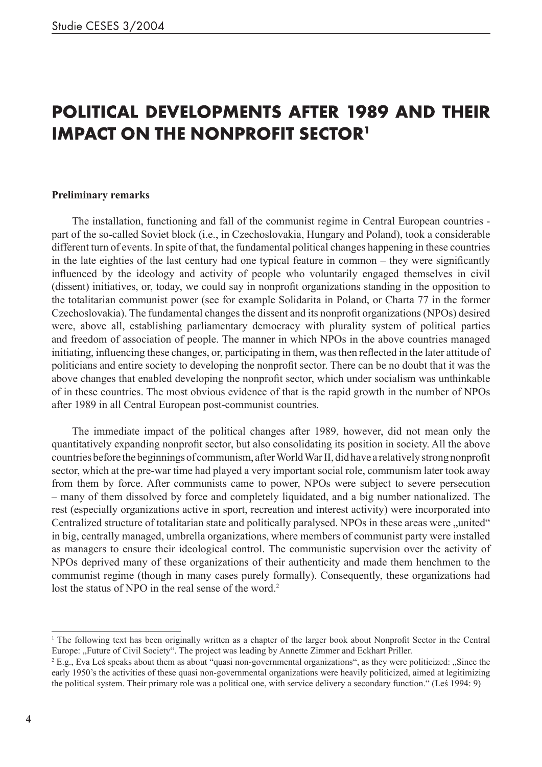# POLITICAL DEVELOPMENTS AFTER 1989 AND THEIR IMPACT ON THE NONPROFIT SECTOR[1]

**Preliminary remarks**

The installation, functioning and fall of the communist regime in Central European countries - part of the so-called Soviet block (i.e., in Czechoslovakia, Hungary and Poland), took a considerable different turn of events. In spite of that, the fundamental political changes happening in these countries in the late eighties of the last century had one typical feature in common – they were significantly influenced by the ideology and activity of people who voluntarily engaged themselves in civil (dissent) initiatives, or, today, we could say in nonprofit organizations standing in the opposition to the totalitarian communist power (see for example Solidarita in Poland, or Charta 77 in the former Czechoslovakia). The fundamental changes the dissent and its nonprofit organizations (NPOs) desired were, above all, establishing parliamentary democracy with plurality system of political parties and freedom of association of people. The manner in which NPOs in the above countries managed initiating, influencing these changes, or, participating in them, was then reflected in the later attitude of politicians and entire society to developing the nonprofit sector. There can be no doubt that it was the above changes that enabled developing the nonprofit sector, which under socialism was unthinkable of in these countries. The most obvious evidence of that is the rapid growth in the number of NPOs after 1989 in all Central European post-communist countries.

The immediate impact of the political changes after 1989, however, did not mean only the quantitatively expanding nonprofit sector, but also consolidating its position in society. All the above countries before the beginnings of communism, after World War II, did have a relatively strong nonprofit sector, which at the pre-war time had played a very important social role, communism later took away from them by force. After communists came to power, NPOs were subject to severe persecution – many of them dissolved by force and completely liquidated, and a big number nationalized. The rest (especially organizations active in sport, recreation and interest activity) were incorporated into Centralized structure of totalitarian state and politically paralysed. NPOs in these areas were „united" in big, centrally managed, umbrella organizations, where members of communist party were installed as managers to ensure their ideological control. The communistic supervision over the activity of NPOs deprived many of these organizations of their authenticity and made them henchmen to the communist regime (though in many cases purely formally). Consequently, these organizations had lost the status of NPO in the real sense of the word.[2]

---

[1] The following text has been originally written as a chapter of the larger book about Nonprofit Sector in the Central Europe: „Future of Civil Society". The project was leading by Annette Zimmer and Eckhart Priller.

[2] E.g., Eva Leś speaks about them as about "quasi non-governmental organizations", as they were politicized: „Since the early 1950's the activities of these quasi non-governmental organizations were heavily politicized, aimed at legitimizing the political system. Their primary role was a political one, with service delivery a secondary function." (Leś 1994: 9)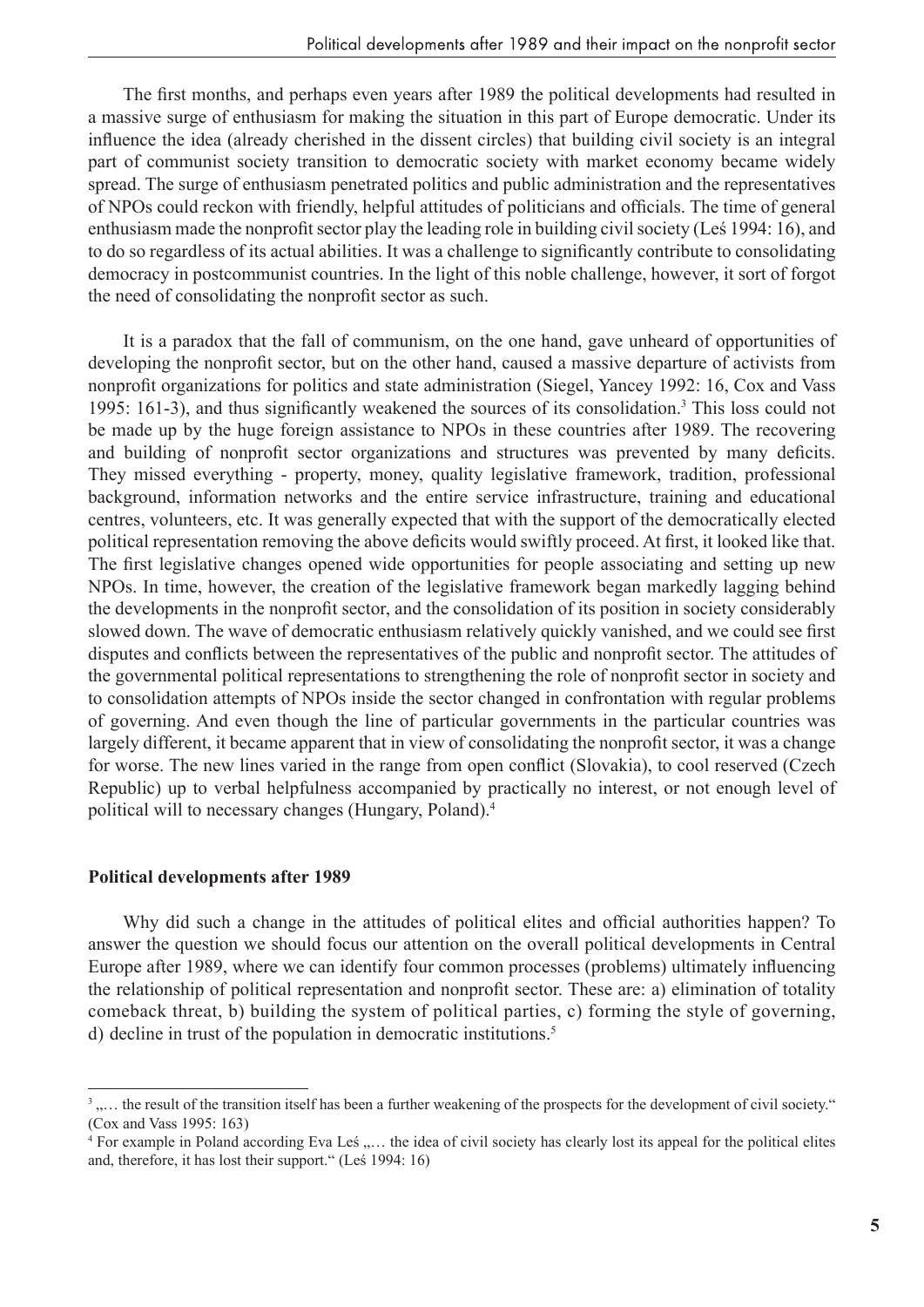The first months, and perhaps even years after 1989 the political developments had resulted in a massive surge of enthusiasm for making the situation in this part of Europe democratic. Under its influence the idea (already cherished in the dissent circles) that building civil society is an integral part of communist society transition to democratic society with market economy became widely spread. The surge of enthusiasm penetrated politics and public administration and the representatives of NPOs could reckon with friendly, helpful attitudes of politicians and officials. The time of general enthusiasm made the nonprofit sector play the leading role in building civil society (Leś 1994: 16), and to do so regardless of its actual abilities. It was a challenge to significantly contribute to consolidating democracy in postcommunist countries. In the light of this noble challenge, however, it sort of forgot the need of consolidating the nonprofit sector as such.

It is a paradox that the fall of communism, on the one hand, gave unheard of opportunities of developing the nonprofit sector, but on the other hand, caused a massive departure of activists from nonprofit organizations for politics and state administration (Siegel, Yancey 1992: 16, Cox and Vass 1995: 161-3), and thus significantly weakened the sources of its consolidation.[3] This loss could not be made up by the huge foreign assistance to NPOs in these countries after 1989. The recovering and building of nonprofit sector organizations and structures was prevented by many deficits. They missed everything - property, money, quality legislative framework, tradition, professional background, information networks and the entire service infrastructure, training and educational centres, volunteers, etc. It was generally expected that with the support of the democratically elected political representation removing the above deficits would swiftly proceed. At first, it looked like that. The first legislative changes opened wide opportunities for people associating and setting up new NPOs. In time, however, the creation of the legislative framework began markedly lagging behind the developments in the nonprofit sector, and the consolidation of its position in society considerably slowed down. The wave of democratic enthusiasm relatively quickly vanished, and we could see first disputes and conflicts between the representatives of the public and nonprofit sector. The attitudes of the governmental political representations to strengthening the role of nonprofit sector in society and to consolidation attempts of NPOs inside the sector changed in confrontation with regular problems of governing. And even though the line of particular governments in the particular countries was largely different, it became apparent that in view of consolidating the nonprofit sector, it was a change for worse. The new lines varied in the range from open conflict (Slovakia), to cool reserved (Czech Republic) up to verbal helpfulness accompanied by practically no interest, or not enough level of political will to necessary changes (Hungary, Poland).[4]

## Political developments after 1989

Why did such a change in the attitudes of political elites and official authorities happen? To answer the question we should focus our attention on the overall political developments in Central Europe after 1989, where we can identify four common processes (problems) ultimately influencing the relationship of political representation and nonprofit sector. These are: a) elimination of totality comeback threat, b) building the system of political parties, c) forming the style of governing, d) decline in trust of the population in democratic institutions.[5]

---

[3] „… the result of the transition itself has been a further weakening of the prospects for the development of civil society." (Cox and Vass 1995: 163)

[4] For example in Poland according Eva Leś „… the idea of civil society has clearly lost its appeal for the political elites and, therefore, it has lost their support." (Leś 1994: 16)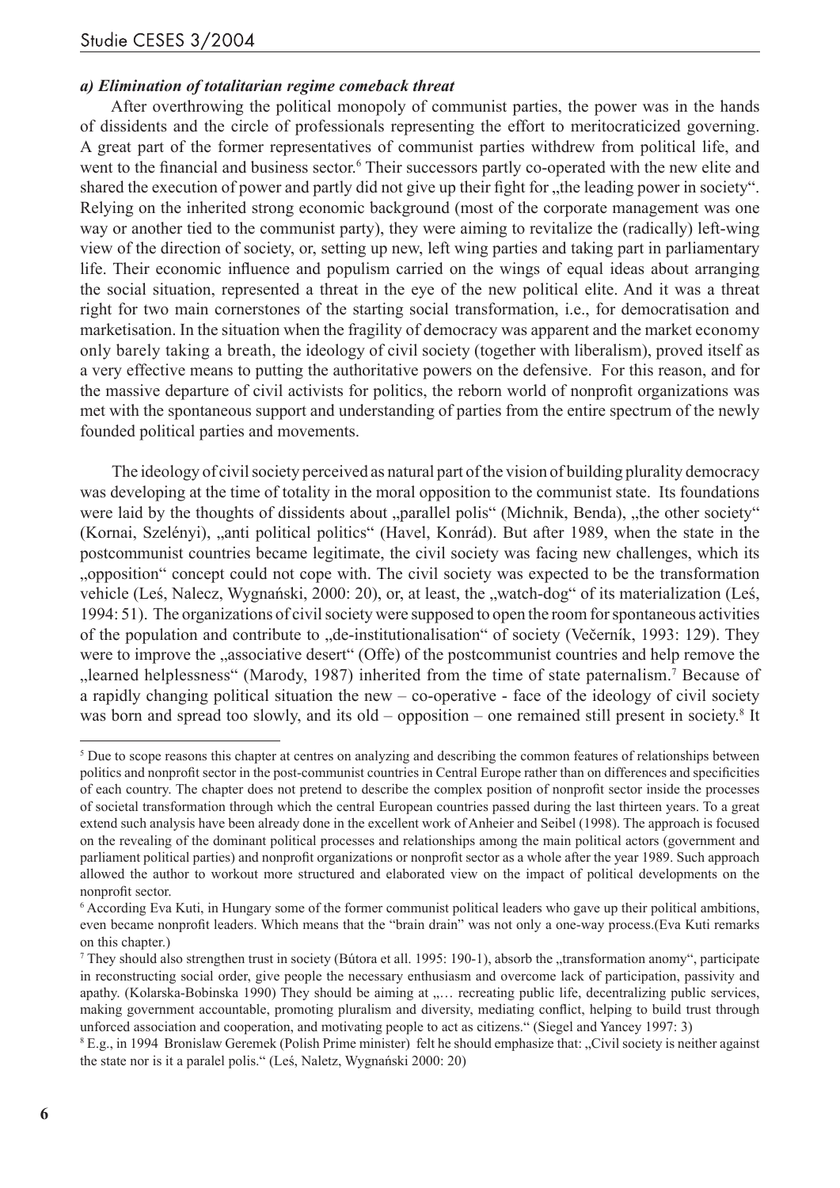### *a) Elimination of totalitarian regime comeback threat*

After overthrowing the political monopoly of communist parties, the power was in the hands of dissidents and the circle of professionals representing the effort to meritocraticized governing. A great part of the former representatives of communist parties withdrew from political life, and went to the financial and business sector.[6] Their successors partly co-operated with the new elite and shared the execution of power and partly did not give up their fight for „the leading power in society". Relying on the inherited strong economic background (most of the corporate management was one way or another tied to the communist party), they were aiming to revitalize the (radically) left-wing view of the direction of society, or, setting up new, left wing parties and taking part in parliamentary life. Their economic influence and populism carried on the wings of equal ideas about arranging the social situation, represented a threat in the eye of the new political elite. And it was a threat right for two main cornerstones of the starting social transformation, i.e., for democratisation and marketisation. In the situation when the fragility of democracy was apparent and the market economy only barely taking a breath, the ideology of civil society (together with liberalism), proved itself as a very effective means to putting the authoritative powers on the defensive. For this reason, and for the massive departure of civil activists for politics, the reborn world of nonprofit organizations was met with the spontaneous support and understanding of parties from the entire spectrum of the newly founded political parties and movements.

The ideology of civil society perceived as natural part of the vision of building plurality democracy was developing at the time of totality in the moral opposition to the communist state. Its foundations were laid by the thoughts of dissidents about „parallel polis" (Michnik, Benda), „the other society" (Kornai, Szelényi), „anti political politics" (Havel, Konrád). But after 1989, when the state in the postcommunist countries became legitimate, the civil society was facing new challenges, which its „opposition" concept could not cope with. The civil society was expected to be the transformation vehicle (Leś, Nalecz, Wygnański, 2000: 20), or, at least, the „watch-dog" of its materialization (Leś, 1994: 51). The organizations of civil society were supposed to open the room for spontaneous activities of the population and contribute to „de-institutionalisation" of society (Večerník, 1993: 129). They were to improve the „associative desert" (Offe) of the postcommunist countries and help remove the „learned helplessness" (Marody, 1987) inherited from the time of state paternalism.[7] Because of a rapidly changing political situation the new – co-operative - face of the ideology of civil society was born and spread too slowly, and its old – opposition – one remained still present in society.[8] It

---

[5] Due to scope reasons this chapter at centres on analyzing and describing the common features of relationships between politics and nonprofit sector in the post-communist countries in Central Europe rather than on differences and specificities of each country. The chapter does not pretend to describe the complex position of nonprofit sector inside the processes of societal transformation through which the central European countries passed during the last thirteen years. To a great extend such analysis have been already done in the excellent work of Anheier and Seibel (1998). The approach is focused on the revealing of the dominant political processes and relationships among the main political actors (government and parliament political parties) and nonprofit organizations or nonprofit sector as a whole after the year 1989. Such approach allowed the author to workout more structured and elaborated view on the impact of political developments on the nonprofit sector.

[6] According Eva Kuti, in Hungary some of the former communist political leaders who gave up their political ambitions, even became nonprofit leaders. Which means that the "brain drain" was not only a one-way process.(Eva Kuti remarks on this chapter.)

[7] They should also strengthen trust in society (Bútora et all. 1995: 190-1), absorb the „transformation anomy", participate in reconstructing social order, give people the necessary enthusiasm and overcome lack of participation, passivity and apathy. (Kolarska-Bobinska 1990) They should be aiming at „… recreating public life, decentralizing public services, making government accountable, promoting pluralism and diversity, mediating conflict, helping to build trust through unforced association and cooperation, and motivating people to act as citizens." (Siegel and Yancey 1997: 3)

[8] E.g., in 1994 Bronislaw Geremek (Polish Prime minister) felt he should emphasize that: „Civil society is neither against the state nor is it a paralel polis." (Leś, Naletz, Wygnański 2000: 20)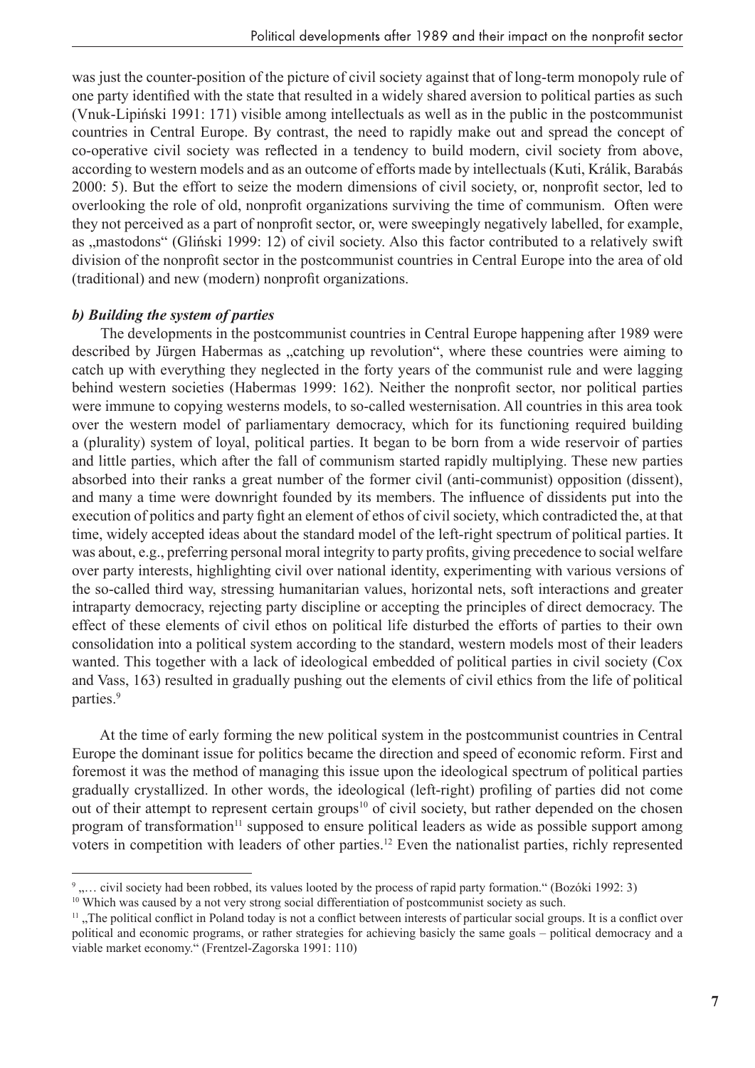was just the counter-position of the picture of civil society against that of long-term monopoly rule of one party identified with the state that resulted in a widely shared aversion to political parties as such (Vnuk-Lipiński 1991: 171) visible among intellectuals as well as in the public in the postcommunist countries in Central Europe. By contrast, the need to rapidly make out and spread the concept of co-operative civil society was reflected in a tendency to build modern, civil society from above, according to western models and as an outcome of efforts made by intellectuals (Kuti, Králik, Barabás 2000: 5). But the effort to seize the modern dimensions of civil society, or, nonprofit sector, led to overlooking the role of old, nonprofit organizations surviving the time of communism. Often were they not perceived as a part of nonprofit sector, or, were sweepingly negatively labelled, for example, as „mastodons“ (Gliński 1999: 12) of civil society. Also this factor contributed to a relatively swift division of the nonprofit sector in the postcommunist countries in Central Europe into the area of old (traditional) and new (modern) nonprofit organizations.

***b) Building the system of parties***

The developments in the postcommunist countries in Central Europe happening after 1989 were described by Jürgen Habermas as „catching up revolution“, where these countries were aiming to catch up with everything they neglected in the forty years of the communist rule and were lagging behind western societies (Habermas 1999: 162). Neither the nonprofit sector, nor political parties were immune to copying westerns models, to so-called westernisation. All countries in this area took over the western model of parliamentary democracy, which for its functioning required building a (plurality) system of loyal, political parties. It began to be born from a wide reservoir of parties and little parties, which after the fall of communism started rapidly multiplying. These new parties absorbed into their ranks a great number of the former civil (anti-communist) opposition (dissent), and many a time were downright founded by its members. The influence of dissidents put into the execution of politics and party fight an element of ethos of civil society, which contradicted the, at that time, widely accepted ideas about the standard model of the left-right spectrum of political parties. It was about, e.g., preferring personal moral integrity to party profits, giving precedence to social welfare over party interests, highlighting civil over national identity, experimenting with various versions of the so-called third way, stressing humanitarian values, horizontal nets, soft interactions and greater intraparty democracy, rejecting party discipline or accepting the principles of direct democracy. The effect of these elements of civil ethos on political life disturbed the efforts of parties to their own consolidation into a political system according to the standard, western models most of their leaders wanted. This together with a lack of ideological embedded of political parties in civil society (Cox and Vass, 163) resulted in gradually pushing out the elements of civil ethics from the life of political parties.[9]

At the time of early forming the new political system in the postcommunist countries in Central Europe the dominant issue for politics became the direction and speed of economic reform. First and foremost it was the method of managing this issue upon the ideological spectrum of political parties gradually crystallized. In other words, the ideological (left-right) profiling of parties did not come out of their attempt to represent certain groups[10] of civil society, but rather depended on the chosen program of transformation[11] supposed to ensure political leaders as wide as possible support among voters in competition with leaders of other parties.[12] Even the nationalist parties, richly represented

---

[9] „… civil society had been robbed, its values looted by the process of rapid party formation.“ (Bozóki 1992: 3)

[10] Which was caused by a not very strong social differentiation of postcommunist society as such.

[11] „The political conflict in Poland today is not a conflict between interests of particular social groups. It is a conflict over political and economic programs, or rather strategies for achieving basicly the same goals – political democracy and a viable market economy.“ (Frentzel-Zagorska 1991: 110)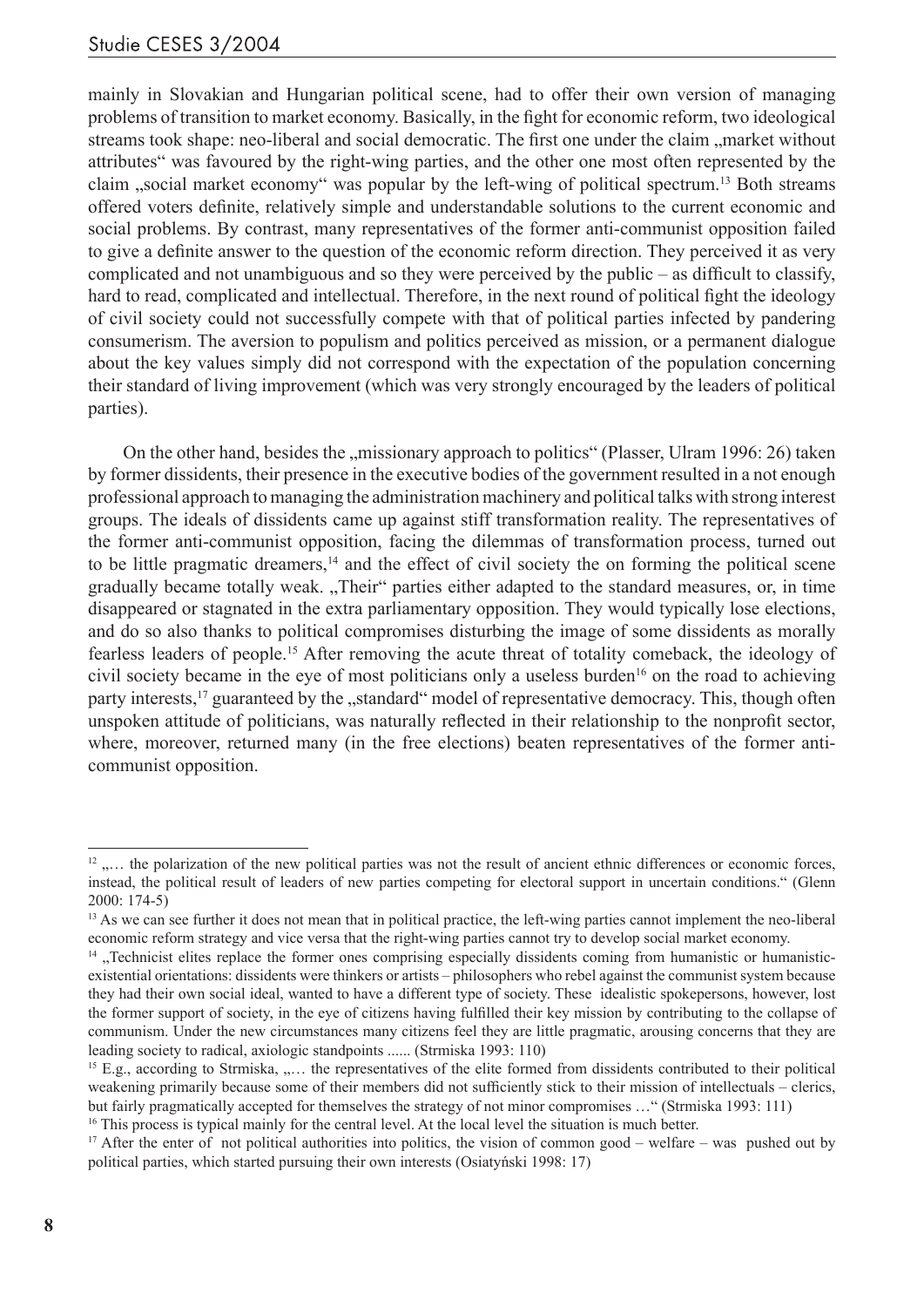mainly in Slovakian and Hungarian political scene, had to offer their own version of managing problems of transition to market economy. Basically, in the fight for economic reform, two ideological streams took shape: neo-liberal and social democratic. The first one under the claim „market without attributes" was favoured by the right-wing parties, and the other one most often represented by the claim „social market economy" was popular by the left-wing of political spectrum.[13] Both streams offered voters definite, relatively simple and understandable solutions to the current economic and social problems. By contrast, many representatives of the former anti-communist opposition failed to give a definite answer to the question of the economic reform direction. They perceived it as very complicated and not unambiguous and so they were perceived by the public – as difficult to classify, hard to read, complicated and intellectual. Therefore, in the next round of political fight the ideology of civil society could not successfully compete with that of political parties infected by pandering consumerism. The aversion to populism and politics perceived as mission, or a permanent dialogue about the key values simply did not correspond with the expectation of the population concerning their standard of living improvement (which was very strongly encouraged by the leaders of political parties).

On the other hand, besides the „missionary approach to politics" (Plasser, Ulram 1996: 26) taken by former dissidents, their presence in the executive bodies of the government resulted in a not enough professional approach to managing the administration machinery and political talks with strong interest groups. The ideals of dissidents came up against stiff transformation reality. The representatives of the former anti-communist opposition, facing the dilemmas of transformation process, turned out to be little pragmatic dreamers,[14] and the effect of civil society the on forming the political scene gradually became totally weak. „Their" parties either adapted to the standard measures, or, in time disappeared or stagnated in the extra parliamentary opposition. They would typically lose elections, and do so also thanks to political compromises disturbing the image of some dissidents as morally fearless leaders of people.[15] After removing the acute threat of totality comeback, the ideology of civil society became in the eye of most politicians only a useless burden[16] on the road to achieving party interests,[17] guaranteed by the „standard" model of representative democracy. This, though often unspoken attitude of politicians, was naturally reflected in their relationship to the nonprofit sector, where, moreover, returned many (in the free elections) beaten representatives of the former anti-communist opposition.

---

[12] „… the polarization of the new political parties was not the result of ancient ethnic differences or economic forces, instead, the political result of leaders of new parties competing for electoral support in uncertain conditions." (Glenn 2000: 174-5)

[13] As we can see further it does not mean that in political practice, the left-wing parties cannot implement the neo-liberal economic reform strategy and vice versa that the right-wing parties cannot try to develop social market economy.

[14] „Technicist elites replace the former ones comprising especially dissidents coming from humanistic or humanistic-existential orientations: dissidents were thinkers or artists – philosophers who rebel against the communist system because they had their own social ideal, wanted to have a different type of society. These idealistic spokepersons, however, lost the former support of society, in the eye of citizens having fulfilled their key mission by contributing to the collapse of communism. Under the new circumstances many citizens feel they are little pragmatic, arousing concerns that they are leading society to radical, axiologic standpoints ...... (Strmiska 1993: 110)

[15] E.g., according to Strmiska, „… the representatives of the elite formed from dissidents contributed to their political weakening primarily because some of their members did not sufficiently stick to their mission of intellectuals – clerics, but fairly pragmatically accepted for themselves the strategy of not minor compromises …" (Strmiska 1993: 111)

[16] This process is typical mainly for the central level. At the local level the situation is much better.

[17] After the enter of not political authorities into politics, the vision of common good – welfare – was pushed out by political parties, which started pursuing their own interests (Osiatyński 1998: 17)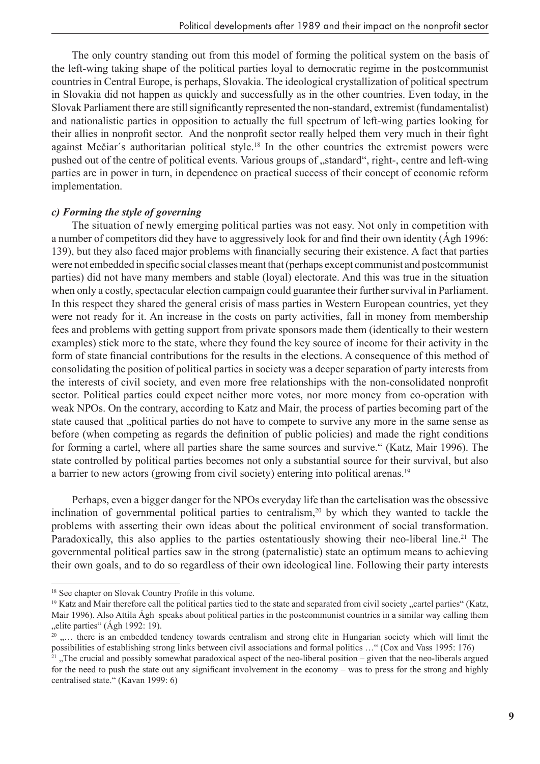The only country standing out from this model of forming the political system on the basis of the left-wing taking shape of the political parties loyal to democratic regime in the postcommunist countries in Central Europe, is perhaps, Slovakia. The ideological crystallization of political spectrum in Slovakia did not happen as quickly and successfully as in the other countries. Even today, in the Slovak Parliament there are still significantly represented the non-standard, extremist (fundamentalist) and nationalistic parties in opposition to actually the full spectrum of left-wing parties looking for their allies in nonprofit sector. And the nonprofit sector really helped them very much in their fight against Mečiar´s authoritarian political style.[18] In the other countries the extremist powers were pushed out of the centre of political events. Various groups of „standard", right-, centre and left-wing parties are in power in turn, in dependence on practical success of their concept of economic reform implementation.

### *c) Forming the style of governing*

The situation of newly emerging political parties was not easy. Not only in competition with a number of competitors did they have to aggressively look for and find their own identity (Ágh 1996: 139), but they also faced major problems with financially securing their existence. A fact that parties were not embedded in specific social classes meant that (perhaps except communist and postcommunist parties) did not have many members and stable (loyal) electorate. And this was true in the situation when only a costly, spectacular election campaign could guarantee their further survival in Parliament. In this respect they shared the general crisis of mass parties in Western European countries, yet they were not ready for it. An increase in the costs on party activities, fall in money from membership fees and problems with getting support from private sponsors made them (identically to their western examples) stick more to the state, where they found the key source of income for their activity in the form of state financial contributions for the results in the elections. A consequence of this method of consolidating the position of political parties in society was a deeper separation of party interests from the interests of civil society, and even more free relationships with the non-consolidated nonprofit sector. Political parties could expect neither more votes, nor more money from co-operation with weak NPOs. On the contrary, according to Katz and Mair, the process of parties becoming part of the state caused that „political parties do not have to compete to survive any more in the same sense as before (when competing as regards the definition of public policies) and made the right conditions for forming a cartel, where all parties share the same sources and survive." (Katz, Mair 1996). The state controlled by political parties becomes not only a substantial source for their survival, but also a barrier to new actors (growing from civil society) entering into political arenas.[19]

Perhaps, even a bigger danger for the NPOs everyday life than the cartelisation was the obsessive inclination of governmental political parties to centralism,[20] by which they wanted to tackle the problems with asserting their own ideas about the political environment of social transformation. Paradoxically, this also applies to the parties ostentatiously showing their neo-liberal line.[21] The governmental political parties saw in the strong (paternalistic) state an optimum means to achieving their own goals, and to do so regardless of their own ideological line. Following their party interests

---

[18] See chapter on Slovak Country Profile in this volume.

[19] Katz and Mair therefore call the political parties tied to the state and separated from civil society „cartel parties" (Katz, Mair 1996). Also Attila Ágh speaks about political parties in the postcommunist countries in a similar way calling them „elite parties" (Ágh 1992: 19).

[20] „… there is an embedded tendency towards centralism and strong elite in Hungarian society which will limit the possibilities of establishing strong links between civil associations and formal politics …" (Cox and Vass 1995: 176)

[21] „The crucial and possibly somewhat paradoxical aspect of the neo-liberal position – given that the neo-liberals argued for the need to push the state out any significant involvement in the economy – was to press for the strong and highly centralised state." (Kavan 1999: 6)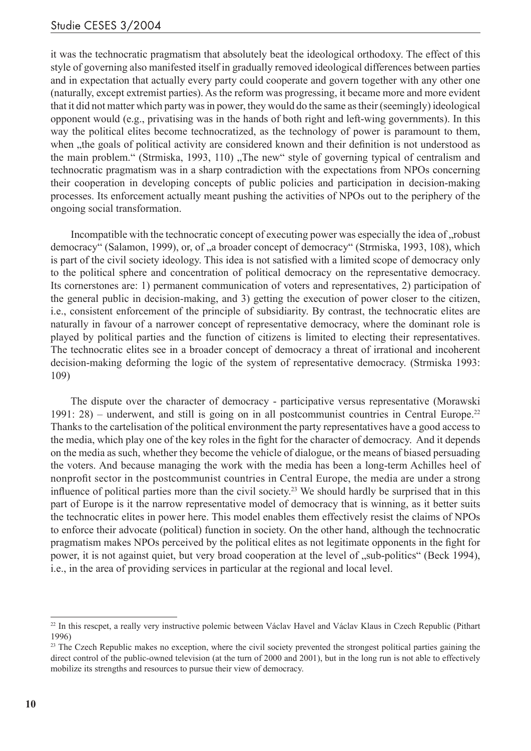it was the technocratic pragmatism that absolutely beat the ideological orthodoxy. The effect of this style of governing also manifested itself in gradually removed ideological differences between parties and in expectation that actually every party could cooperate and govern together with any other one (naturally, except extremist parties). As the reform was progressing, it became more and more evident that it did not matter which party was in power, they would do the same as their (seemingly) ideological opponent would (e.g., privatising was in the hands of both right and left-wing governments). In this way the political elites become technocratized, as the technology of power is paramount to them, when „the goals of political activity are considered known and their definition is not understood as the main problem." (Strmiska, 1993, 110) „The new" style of governing typical of centralism and technocratic pragmatism was in a sharp contradiction with the expectations from NPOs concerning their cooperation in developing concepts of public policies and participation in decision-making processes. Its enforcement actually meant pushing the activities of NPOs out to the periphery of the ongoing social transformation.

Incompatible with the technocratic concept of executing power was especially the idea of „robust democracy" (Salamon, 1999), or, of „a broader concept of democracy" (Strmiska, 1993, 108), which is part of the civil society ideology. This idea is not satisfied with a limited scope of democracy only to the political sphere and concentration of political democracy on the representative democracy. Its cornerstones are: 1) permanent communication of voters and representatives, 2) participation of the general public in decision-making, and 3) getting the execution of power closer to the citizen, i.e., consistent enforcement of the principle of subsidiarity. By contrast, the technocratic elites are naturally in favour of a narrower concept of representative democracy, where the dominant role is played by political parties and the function of citizens is limited to electing their representatives. The technocratic elites see in a broader concept of democracy a threat of irrational and incoherent decision-making deforming the logic of the system of representative democracy. (Strmiska 1993: 109)

The dispute over the character of democracy - participative versus representative (Morawski 1991: 28) – underwent, and still is going on in all postcommunist countries in Central Europe.[22] Thanks to the cartelisation of the political environment the party representatives have a good access to the media, which play one of the key roles in the fight for the character of democracy. And it depends on the media as such, whether they become the vehicle of dialogue, or the means of biased persuading the voters. And because managing the work with the media has been a long-term Achilles heel of nonprofit sector in the postcommunist countries in Central Europe, the media are under a strong influence of political parties more than the civil society.[23] We should hardly be surprised that in this part of Europe is it the narrow representative model of democracy that is winning, as it better suits the technocratic elites in power here. This model enables them effectively resist the claims of NPOs to enforce their advocate (political) function in society. On the other hand, although the technocratic pragmatism makes NPOs perceived by the political elites as not legitimate opponents in the fight for power, it is not against quiet, but very broad cooperation at the level of „sub-politics" (Beck 1994), i.e., in the area of providing services in particular at the regional and local level.

---

[22] In this rescpet, a really very instructive polemic between Václav Havel and Václav Klaus in Czech Republic (Pithart 1996)

[23] The Czech Republic makes no exception, where the civil society prevented the strongest political parties gaining the direct control of the public-owned television (at the turn of 2000 and 2001), but in the long run is not able to effectively mobilize its strengths and resources to pursue their view of democracy.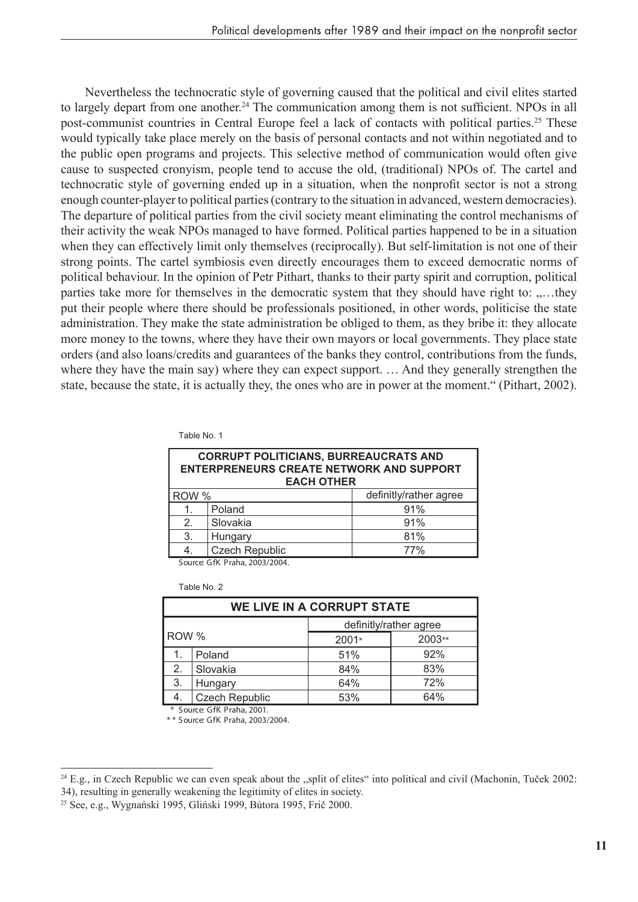Nevertheless the technocratic style of governing caused that the political and civil elites started to largely depart from one another.[24] The communication among them is not sufficient. NPOs in all post-communist countries in Central Europe feel a lack of contacts with political parties.[25] These would typically take place merely on the basis of personal contacts and not within negotiated and to the public open programs and projects. This selective method of communication would often give cause to suspected cronyism, people tend to accuse the old, (traditional) NPOs of. The cartel and technocratic style of governing ended up in a situation, when the nonprofit sector is not a strong enough counter-player to political parties (contrary to the situation in advanced, western democracies). The departure of political parties from the civil society meant eliminating the control mechanisms of their activity the weak NPOs managed to have formed. Political parties happened to be in a situation when they can effectively limit only themselves (reciprocally). But self-limitation is not one of their strong points. The cartel symbiosis even directly encourages them to exceed democratic norms of political behaviour. In the opinion of Petr Pithart, thanks to their party spirit and corruption, political parties take more for themselves in the democratic system that they should have right to: „…they put their people where there should be professionals positioned, in other words, politicise the state administration. They make the state administration be obliged to them, as they bribe it: they allocate more money to the towns, where they have their own mayors or local governments. They place state orders (and also loans/credits and guarantees of the banks they control, contributions from the funds, where they have the main say) where they can expect support. … And they generally strengthen the state, because the state, it is actually they, the ones who are in power at the moment." (Pithart, 2002).

Table No. 1

| CORRUPT POLITICIANS, BURREAUCRATS AND ENTERPRENEURS CREATE NETWORK AND SUPPORT EACH OTHER | | |
|---|---|---|
| ROW % | | definitly/rather agree |
| 1. | Poland | 91% |
| 2. | Slovakia | 91% |
| 3. | Hungary | 81% |
| 4. | Czech Republic | 77% |

Source: GfK Praha, 2003/2004.

Table No. 2

| WE LIVE IN A CORRUPT STATE | | | |
|---|---|---|---|
| | | definitly/rather agree | |
| ROW % | | 2001* | 2003** |
| 1. | Poland | 51% | 92% |
| 2. | Slovakia | 84% | 83% |
| 3. | Hungary | 64% | 72% |
| 4. | Czech Republic | 53% | 64% |

\* Source: GfK Praha, 2001.

\*\* Source: GfK Praha, 2003/2004.

---

[24] E.g., in Czech Republic we can even speak about the „split of elites" into political and civil (Machonin, Tuček 2002: 34), resulting in generally weakening the legitimity of elites in society.

[25] See, e.g., Wygnański 1995, Gliński 1999, Bútora 1995, Frič 2000.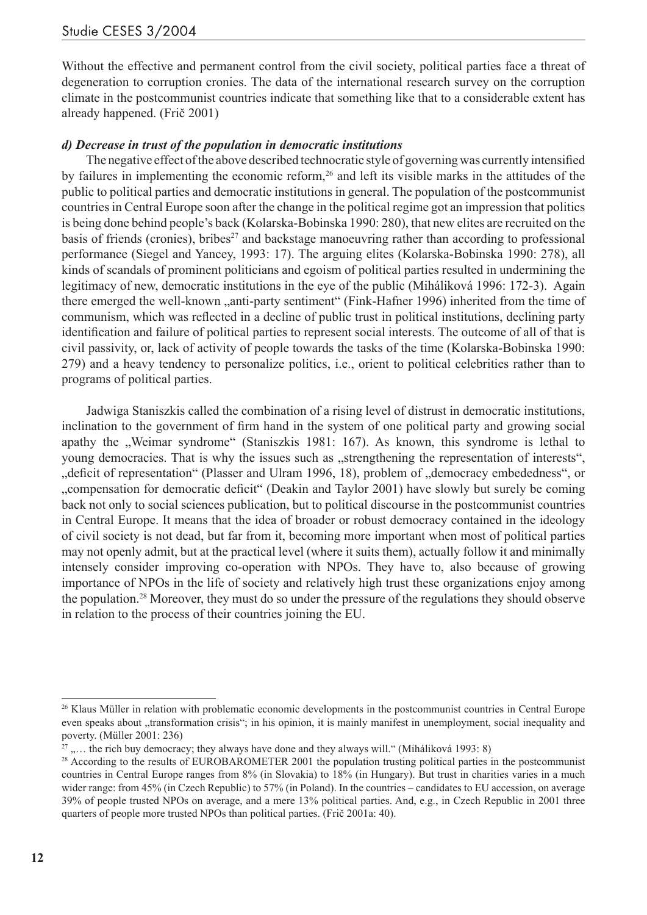Without the effective and permanent control from the civil society, political parties face a threat of degeneration to corruption cronies. The data of the international research survey on the corruption climate in the postcommunist countries indicate that something like that to a considerable extent has already happened. (Frič 2001)

### *d) Decrease in trust of the population in democratic institutions*

The negative effect of the above described technocratic style of governing was currently intensified by failures in implementing the economic reform,[26] and left its visible marks in the attitudes of the public to political parties and democratic institutions in general. The population of the postcommunist countries in Central Europe soon after the change in the political regime got an impression that politics is being done behind people's back (Kolarska-Bobinska 1990: 280), that new elites are recruited on the basis of friends (cronies), bribes[27] and backstage manoeuvring rather than according to professional performance (Siegel and Yancey, 1993: 17). The arguing elites (Kolarska-Bobinska 1990: 278), all kinds of scandals of prominent politicians and egoism of political parties resulted in undermining the legitimacy of new, democratic institutions in the eye of the public (Miháliková 1996: 172-3). Again there emerged the well-known „anti-party sentiment" (Fink-Hafner 1996) inherited from the time of communism, which was reflected in a decline of public trust in political institutions, declining party identification and failure of political parties to represent social interests. The outcome of all of that is civil passivity, or, lack of activity of people towards the tasks of the time (Kolarska-Bobinska 1990: 279) and a heavy tendency to personalize politics, i.e., orient to political celebrities rather than to programs of political parties.

Jadwiga Staniszkis called the combination of a rising level of distrust in democratic institutions, inclination to the government of firm hand in the system of one political party and growing social apathy the „Weimar syndrome" (Staniszkis 1981: 167). As known, this syndrome is lethal to young democracies. That is why the issues such as „strengthening the representation of interests", „deficit of representation" (Plasser and Ulram 1996, 18), problem of „democracy embededness", or „compensation for democratic deficit" (Deakin and Taylor 2001) have slowly but surely be coming back not only to social sciences publication, but to political discourse in the postcommunist countries in Central Europe. It means that the idea of broader or robust democracy contained in the ideology of civil society is not dead, but far from it, becoming more important when most of political parties may not openly admit, but at the practical level (where it suits them), actually follow it and minimally intensely consider improving co-operation with NPOs. They have to, also because of growing importance of NPOs in the life of society and relatively high trust these organizations enjoy among the population.[28] Moreover, they must do so under the pressure of the regulations they should observe in relation to the process of their countries joining the EU.

---

[26] Klaus Müller in relation with problematic economic developments in the postcommunist countries in Central Europe even speaks about „transformation crisis"; in his opinion, it is mainly manifest in unemployment, social inequality and poverty. (Müller 2001: 236)

[27] „… the rich buy democracy; they always have done and they always will." (Miháliková 1993: 8)

[28] According to the results of EUROBAROMETER 2001 the population trusting political parties in the postcommunist countries in Central Europe ranges from 8% (in Slovakia) to 18% (in Hungary). But trust in charities varies in a much wider range: from 45% (in Czech Republic) to 57% (in Poland). In the countries – candidates to EU accession, on average 39% of people trusted NPOs on average, and a mere 13% political parties. And, e.g., in Czech Republic in 2001 three quarters of people more trusted NPOs than political parties. (Frič 2001a: 40).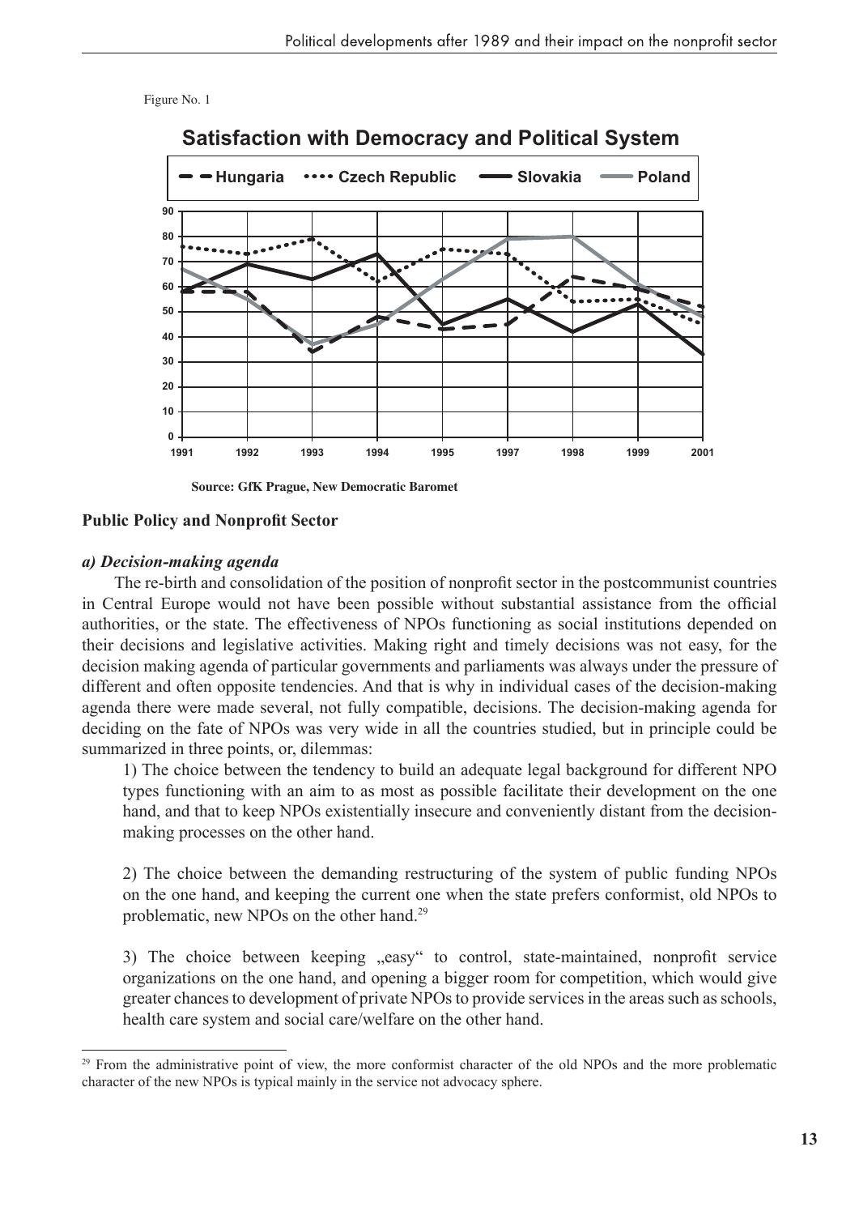Figure No. 1

Satisfaction with Democracy and Political System

Hungaria · Czech Republic · Slovakia · Poland

90
80
70
60
50
40
30
20
10
0

1991 1992 1993 1994 1995 1997 1998 1999 2001

Source: GfK Prague, New Democratic Baromet

**Public Policy and Nonprofit Sector**

***a) Decision-making agenda***

The re-birth and consolidation of the position of nonprofit sector in the postcommunist countries in Central Europe would not have been possible without substantial assistance from the official authorities, or the state. The effectiveness of NPOs functioning as social institutions depended on their decisions and legislative activities. Making right and timely decisions was not easy, for the decision making agenda of particular governments and parliaments was always under the pressure of different and often opposite tendencies. And that is why in individual cases of the decision-making agenda there were made several, not fully compatible, decisions. The decision-making agenda for deciding on the fate of NPOs was very wide in all the countries studied, but in principle could be summarized in three points, or, dilemmas:

1) The choice between the tendency to build an adequate legal background for different NPO types functioning with an aim to as most as possible facilitate their development on the one hand, and that to keep NPOs existentially insecure and conveniently distant from the decision-making processes on the other hand.

2) The choice between the demanding restructuring of the system of public funding NPOs on the one hand, and keeping the current one when the state prefers conformist, old NPOs to problematic, new NPOs on the other hand.[29]

3) The choice between keeping „easy" to control, state-maintained, nonprofit service organizations on the one hand, and opening a bigger room for competition, which would give greater chances to development of private NPOs to provide services in the areas such as schools, health care system and social care/welfare on the other hand.

---

[29] From the administrative point of view, the more conformist character of the old NPOs and the more problematic character of the new NPOs is typical mainly in the service not advocacy sphere.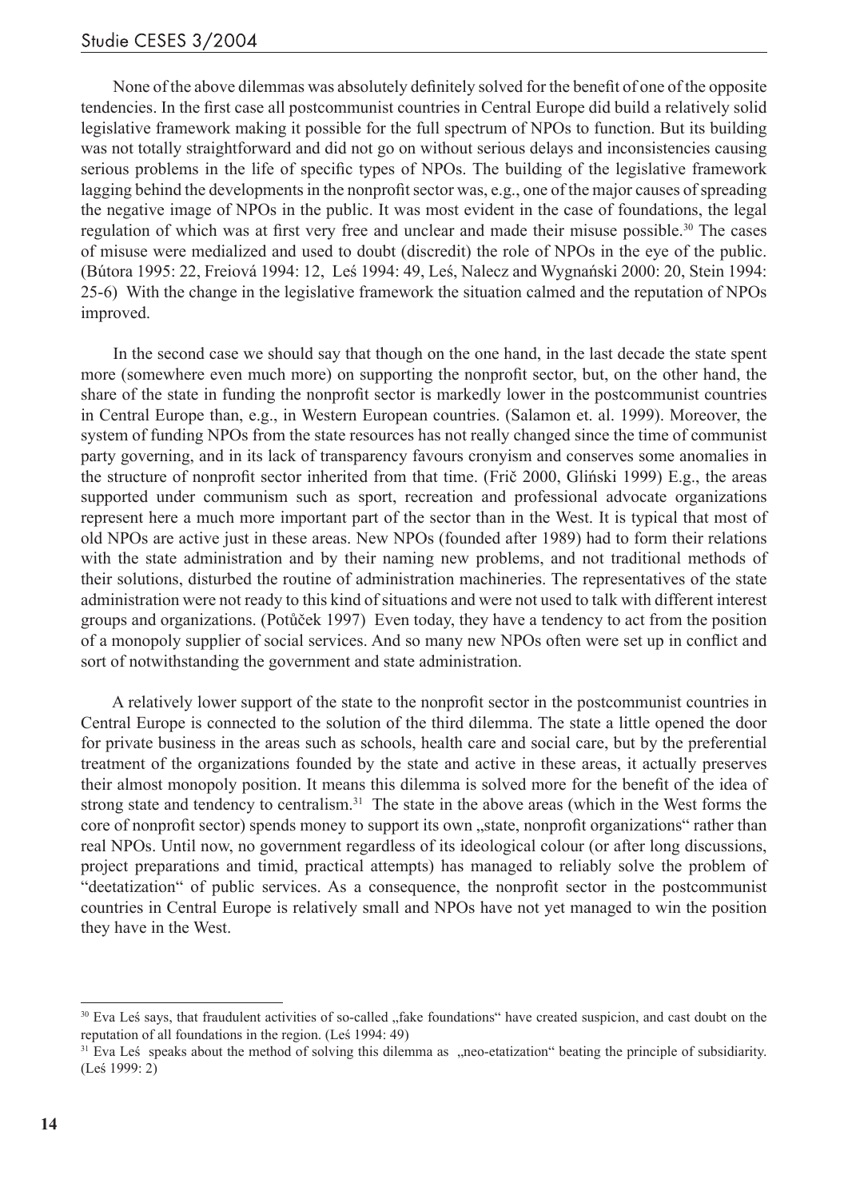None of the above dilemmas was absolutely definitely solved for the benefit of one of the opposite tendencies. In the first case all postcommunist countries in Central Europe did build a relatively solid legislative framework making it possible for the full spectrum of NPOs to function. But its building was not totally straightforward and did not go on without serious delays and inconsistencies causing serious problems in the life of specific types of NPOs. The building of the legislative framework lagging behind the developments in the nonprofit sector was, e.g., one of the major causes of spreading the negative image of NPOs in the public. It was most evident in the case of foundations, the legal regulation of which was at first very free and unclear and made their misuse possible.[30] The cases of misuse were medialized and used to doubt (discredit) the role of NPOs in the eye of the public. (Bútora 1995: 22, Freiová 1994: 12, Leś 1994: 49, Leś, Nalecz and Wygnański 2000: 20, Stein 1994: 25-6) With the change in the legislative framework the situation calmed and the reputation of NPOs improved.

In the second case we should say that though on the one hand, in the last decade the state spent more (somewhere even much more) on supporting the nonprofit sector, but, on the other hand, the share of the state in funding the nonprofit sector is markedly lower in the postcommunist countries in Central Europe than, e.g., in Western European countries. (Salamon et. al. 1999). Moreover, the system of funding NPOs from the state resources has not really changed since the time of communist party governing, and in its lack of transparency favours cronyism and conserves some anomalies in the structure of nonprofit sector inherited from that time. (Frič 2000, Gliński 1999) E.g., the areas supported under communism such as sport, recreation and professional advocate organizations represent here a much more important part of the sector than in the West. It is typical that most of old NPOs are active just in these areas. New NPOs (founded after 1989) had to form their relations with the state administration and by their naming new problems, and not traditional methods of their solutions, disturbed the routine of administration machineries. The representatives of the state administration were not ready to this kind of situations and were not used to talk with different interest groups and organizations. (Potůček 1997) Even today, they have a tendency to act from the position of a monopoly supplier of social services. And so many new NPOs often were set up in conflict and sort of notwithstanding the government and state administration.

A relatively lower support of the state to the nonprofit sector in the postcommunist countries in Central Europe is connected to the solution of the third dilemma. The state a little opened the door for private business in the areas such as schools, health care and social care, but by the preferential treatment of the organizations founded by the state and active in these areas, it actually preserves their almost monopoly position. It means this dilemma is solved more for the benefit of the idea of strong state and tendency to centralism.[31] The state in the above areas (which in the West forms the core of nonprofit sector) spends money to support its own „state, nonprofit organizations" rather than real NPOs. Until now, no government regardless of its ideological colour (or after long discussions, project preparations and timid, practical attempts) has managed to reliably solve the problem of "deetatization" of public services. As a consequence, the nonprofit sector in the postcommunist countries in Central Europe is relatively small and NPOs have not yet managed to win the position they have in the West.

---

[30] Eva Leś says, that fraudulent activities of so-called „fake foundations" have created suspicion, and cast doubt on the reputation of all foundations in the region. (Leś 1994: 49)

[31] Eva Leś speaks about the method of solving this dilemma as „neo-etatization" beating the principle of subsidiarity. (Leś 1999: 2)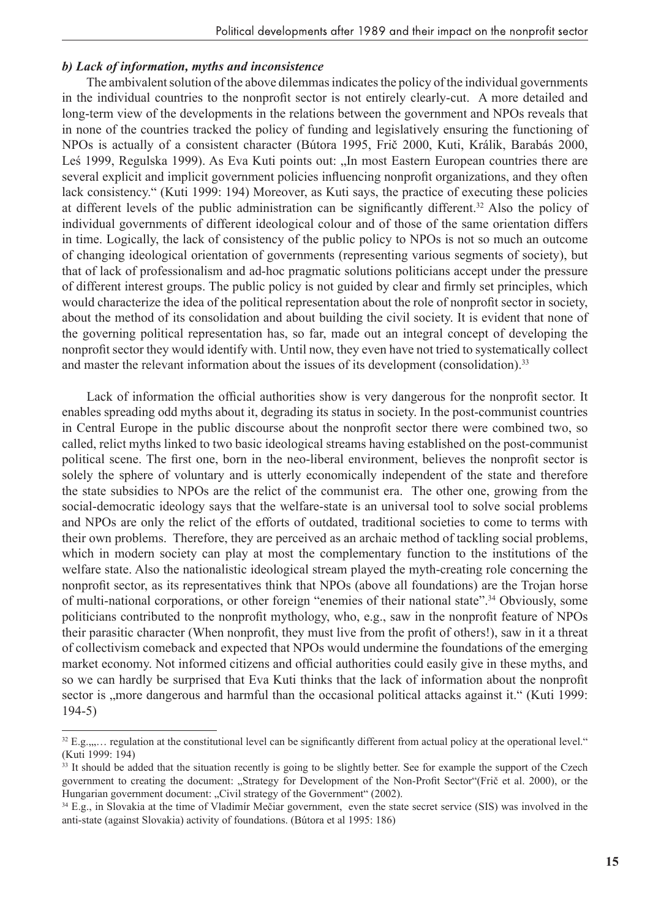### *b) Lack of information, myths and inconsistence*

The ambivalent solution of the above dilemmas indicates the policy of the individual governments in the individual countries to the nonprofit sector is not entirely clearly-cut. A more detailed and long-term view of the developments in the relations between the government and NPOs reveals that in none of the countries tracked the policy of funding and legislatively ensuring the functioning of NPOs is actually of a consistent character (Bútora 1995, Frič 2000, Kuti, Králik, Barabás 2000, Leś 1999, Regulska 1999). As Eva Kuti points out: „In most Eastern European countries there are several explicit and implicit government policies influencing nonprofit organizations, and they often lack consistency." (Kuti 1999: 194) Moreover, as Kuti says, the practice of executing these policies at different levels of the public administration can be significantly different.[32] Also the policy of individual governments of different ideological colour and of those of the same orientation differs in time. Logically, the lack of consistency of the public policy to NPOs is not so much an outcome of changing ideological orientation of governments (representing various segments of society), but that of lack of professionalism and ad-hoc pragmatic solutions politicians accept under the pressure of different interest groups. The public policy is not guided by clear and firmly set principles, which would characterize the idea of the political representation about the role of nonprofit sector in society, about the method of its consolidation and about building the civil society. It is evident that none of the governing political representation has, so far, made out an integral concept of developing the nonprofit sector they would identify with. Until now, they even have not tried to systematically collect and master the relevant information about the issues of its development (consolidation).[33]

Lack of information the official authorities show is very dangerous for the nonprofit sector. It enables spreading odd myths about it, degrading its status in society. In the post-communist countries in Central Europe in the public discourse about the nonprofit sector there were combined two, so called, relict myths linked to two basic ideological streams having established on the post-communist political scene. The first one, born in the neo-liberal environment, believes the nonprofit sector is solely the sphere of voluntary and is utterly economically independent of the state and therefore the state subsidies to NPOs are the relict of the communist era. The other one, growing from the social-democratic ideology says that the welfare-state is an universal tool to solve social problems and NPOs are only the relict of the efforts of outdated, traditional societies to come to terms with their own problems. Therefore, they are perceived as an archaic method of tackling social problems, which in modern society can play at most the complementary function to the institutions of the welfare state. Also the nationalistic ideological stream played the myth-creating role concerning the nonprofit sector, as its representatives think that NPOs (above all foundations) are the Trojan horse of multi-national corporations, or other foreign "enemies of their national state".[34] Obviously, some politicians contributed to the nonprofit mythology, who, e.g., saw in the nonprofit feature of NPOs their parasitic character (When nonprofit, they must live from the profit of others!), saw in it a threat of collectivism comeback and expected that NPOs would undermine the foundations of the emerging market economy. Not informed citizens and official authorities could easily give in these myths, and so we can hardly be surprised that Eva Kuti thinks that the lack of information about the nonprofit sector is „more dangerous and harmful than the occasional political attacks against it." (Kuti 1999: 194-5)

---

[32] E.g.„„… regulation at the constitutional level can be significantly different from actual policy at the operational level." (Kuti 1999: 194)

[33] It should be added that the situation recently is going to be slightly better. See for example the support of the Czech government to creating the document: „Strategy for Development of the Non-Profit Sector"(Frič et al. 2000), or the Hungarian government document: „Civil strategy of the Government" (2002).

[34] E.g., in Slovakia at the time of Vladimír Mečiar government, even the state secret service (SIS) was involved in the anti-state (against Slovakia) activity of foundations. (Bútora et al 1995: 186)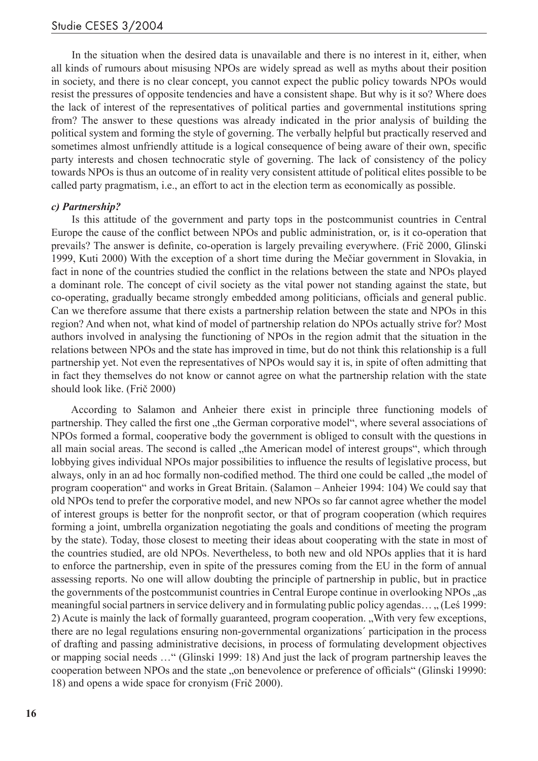In the situation when the desired data is unavailable and there is no interest in it, either, when all kinds of rumours about misusing NPOs are widely spread as well as myths about their position in society, and there is no clear concept, you cannot expect the public policy towards NPOs would resist the pressures of opposite tendencies and have a consistent shape. But why is it so? Where does the lack of interest of the representatives of political parties and governmental institutions spring from? The answer to these questions was already indicated in the prior analysis of building the political system and forming the style of governing. The verbally helpful but practically reserved and sometimes almost unfriendly attitude is a logical consequence of being aware of their own, specific party interests and chosen technocratic style of governing. The lack of consistency of the policy towards NPOs is thus an outcome of in reality very consistent attitude of political elites possible to be called party pragmatism, i.e., an effort to act in the election term as economically as possible.

***c) Partnership?***

Is this attitude of the government and party tops in the postcommunist countries in Central Europe the cause of the conflict between NPOs and public administration, or, is it co-operation that prevails? The answer is definite, co-operation is largely prevailing everywhere. (Frič 2000, Glinski 1999, Kuti 2000) With the exception of a short time during the Mečiar government in Slovakia, in fact in none of the countries studied the conflict in the relations between the state and NPOs played a dominant role. The concept of civil society as the vital power not standing against the state, but co-operating, gradually became strongly embedded among politicians, officials and general public. Can we therefore assume that there exists a partnership relation between the state and NPOs in this region? And when not, what kind of model of partnership relation do NPOs actually strive for? Most authors involved in analysing the functioning of NPOs in the region admit that the situation in the relations between NPOs and the state has improved in time, but do not think this relationship is a full partnership yet. Not even the representatives of NPOs would say it is, in spite of often admitting that in fact they themselves do not know or cannot agree on what the partnership relation with the state should look like. (Frič 2000)

According to Salamon and Anheier there exist in principle three functioning models of partnership. They called the first one „the German corporative model", where several associations of NPOs formed a formal, cooperative body the government is obliged to consult with the questions in all main social areas. The second is called „the American model of interest groups", which through lobbying gives individual NPOs major possibilities to influence the results of legislative process, but always, only in an ad hoc formally non-codified method. The third one could be called „the model of program cooperation" and works in Great Britain. (Salamon – Anheier 1994: 104) We could say that old NPOs tend to prefer the corporative model, and new NPOs so far cannot agree whether the model of interest groups is better for the nonprofit sector, or that of program cooperation (which requires forming a joint, umbrella organization negotiating the goals and conditions of meeting the program by the state). Today, those closest to meeting their ideas about cooperating with the state in most of the countries studied, are old NPOs. Nevertheless, to both new and old NPOs applies that it is hard to enforce the partnership, even in spite of the pressures coming from the EU in the form of annual assessing reports. No one will allow doubting the principle of partnership in public, but in practice the governments of the postcommunist countries in Central Europe continue in overlooking NPOs „as meaningful social partners in service delivery and in formulating public policy agendas… „ (Leś 1999: 2) Acute is mainly the lack of formally guaranteed, program cooperation. „With very few exceptions, there are no legal regulations ensuring non-governmental organizations´ participation in the process of drafting and passing administrative decisions, in process of formulating development objectives or mapping social needs …" (Glinski 1999: 18) And just the lack of program partnership leaves the cooperation between NPOs and the state „on benevolence or preference of officials" (Glinski 19990: 18) and opens a wide space for cronyism (Frič 2000).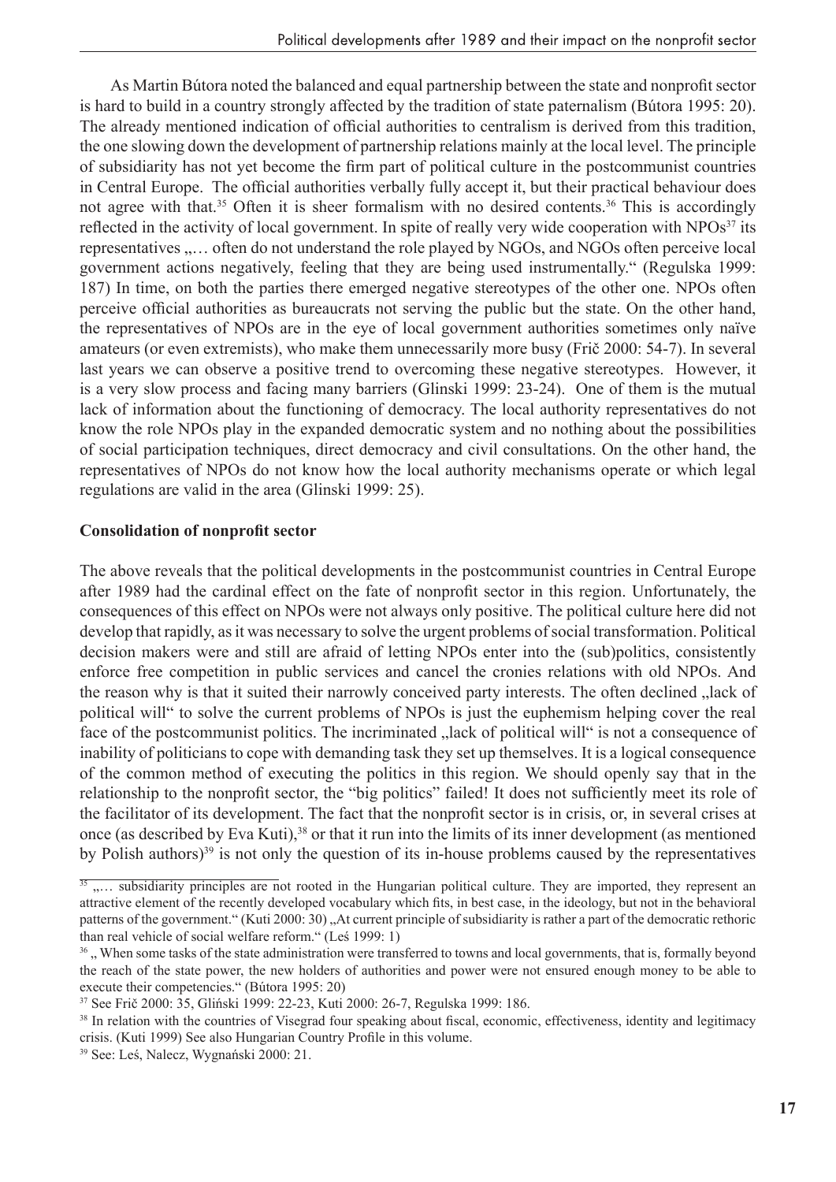As Martin Bútora noted the balanced and equal partnership between the state and nonprofit sector is hard to build in a country strongly affected by the tradition of state paternalism (Bútora 1995: 20). The already mentioned indication of official authorities to centralism is derived from this tradition, the one slowing down the development of partnership relations mainly at the local level. The principle of subsidiarity has not yet become the firm part of political culture in the postcommunist countries in Central Europe. The official authorities verbally fully accept it, but their practical behaviour does not agree with that.[35] Often it is sheer formalism with no desired contents.[36] This is accordingly reflected in the activity of local government. In spite of really very wide cooperation with NPOs[37] its representatives „… often do not understand the role played by NGOs, and NGOs often perceive local government actions negatively, feeling that they are being used instrumentally." (Regulska 1999: 187) In time, on both the parties there emerged negative stereotypes of the other one. NPOs often perceive official authorities as bureaucrats not serving the public but the state. On the other hand, the representatives of NPOs are in the eye of local government authorities sometimes only naïve amateurs (or even extremists), who make them unnecessarily more busy (Frič 2000: 54-7). In several last years we can observe a positive trend to overcoming these negative stereotypes. However, it is a very slow process and facing many barriers (Glinski 1999: 23-24). One of them is the mutual lack of information about the functioning of democracy. The local authority representatives do not know the role NPOs play in the expanded democratic system and no nothing about the possibilities of social participation techniques, direct democracy and civil consultations. On the other hand, the representatives of NPOs do not know how the local authority mechanisms operate or which legal regulations are valid in the area (Glinski 1999: 25).

**Consolidation of nonprofit sector**

The above reveals that the political developments in the postcommunist countries in Central Europe after 1989 had the cardinal effect on the fate of nonprofit sector in this region. Unfortunately, the consequences of this effect on NPOs were not always only positive. The political culture here did not develop that rapidly, as it was necessary to solve the urgent problems of social transformation. Political decision makers were and still are afraid of letting NPOs enter into the (sub)politics, consistently enforce free competition in public services and cancel the cronies relations with old NPOs. And the reason why is that it suited their narrowly conceived party interests. The often declined „lack of political will" to solve the current problems of NPOs is just the euphemism helping cover the real face of the postcommunist politics. The incriminated „lack of political will" is not a consequence of inability of politicians to cope with demanding task they set up themselves. It is a logical consequence of the common method of executing the politics in this region. We should openly say that in the relationship to the nonprofit sector, the "big politics" failed! It does not sufficiently meet its role of the facilitator of its development. The fact that the nonprofit sector is in crisis, or, in several crises at once (as described by Eva Kuti),[38] or that it run into the limits of its inner development (as mentioned by Polish authors)[39] is not only the question of its in-house problems caused by the representatives

---

[35] „… subsidiarity principles are not rooted in the Hungarian political culture. They are imported, they represent an attractive element of the recently developed vocabulary which fits, in best case, in the ideology, but not in the behavioral patterns of the government." (Kuti 2000: 30) „At current principle of subsidiarity is rather a part of the democratic rethoric than real vehicle of social welfare reform." (Leś 1999: 1)

[36] „ When some tasks of the state administration were transferred to towns and local governments, that is, formally beyond the reach of the state power, the new holders of authorities and power were not ensured enough money to be able to execute their competencies." (Bútora 1995: 20)

[37] See Frič 2000: 35, Gliński 1999: 22-23, Kuti 2000: 26-7, Regulska 1999: 186.

[38] In relation with the countries of Visegrad four speaking about fiscal, economic, effectiveness, identity and legitimacy crisis. (Kuti 1999) See also Hungarian Country Profile in this volume.

[39] See: Leś, Nalecz, Wygnański 2000: 21.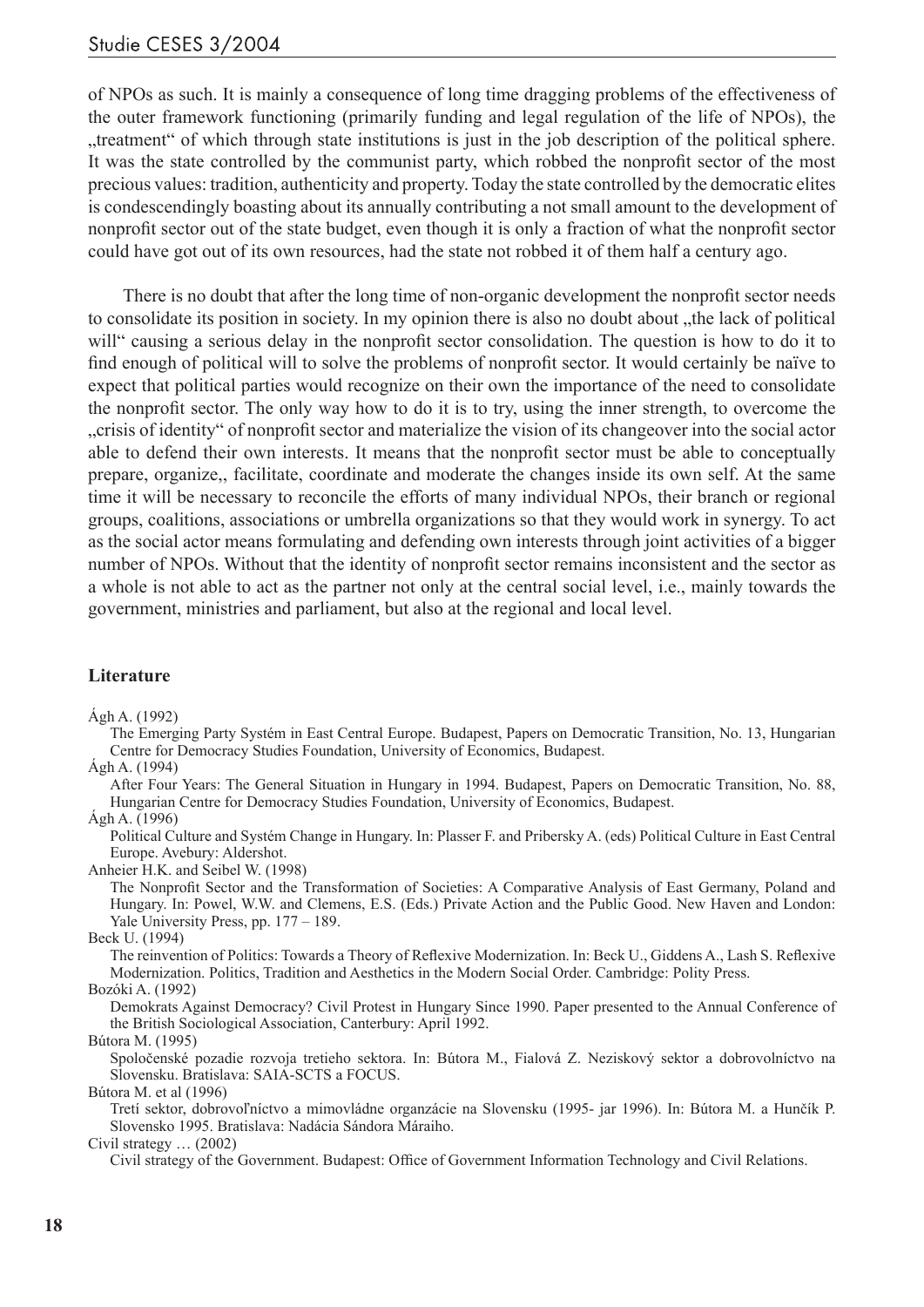of NPOs as such. It is mainly a consequence of long time dragging problems of the effectiveness of the outer framework functioning (primarily funding and legal regulation of the life of NPOs), the „treatment" of which through state institutions is just in the job description of the political sphere. It was the state controlled by the communist party, which robbed the nonprofit sector of the most precious values: tradition, authenticity and property. Today the state controlled by the democratic elites is condescendingly boasting about its annually contributing a not small amount to the development of nonprofit sector out of the state budget, even though it is only a fraction of what the nonprofit sector could have got out of its own resources, had the state not robbed it of them half a century ago.

There is no doubt that after the long time of non-organic development the nonprofit sector needs to consolidate its position in society. In my opinion there is also no doubt about „the lack of political will" causing a serious delay in the nonprofit sector consolidation. The question is how to do it to find enough of political will to solve the problems of nonprofit sector. It would certainly be naïve to expect that political parties would recognize on their own the importance of the need to consolidate the nonprofit sector. The only way how to do it is to try, using the inner strength, to overcome the „crisis of identity" of nonprofit sector and materialize the vision of its changeover into the social actor able to defend their own interests. It means that the nonprofit sector must be able to conceptually prepare, organize,, facilitate, coordinate and moderate the changes inside its own self. At the same time it will be necessary to reconcile the efforts of many individual NPOs, their branch or regional groups, coalitions, associations or umbrella organizations so that they would work in synergy. To act as the social actor means formulating and defending own interests through joint activities of a bigger number of NPOs. Without that the identity of nonprofit sector remains inconsistent and the sector as a whole is not able to act as the partner not only at the central social level, i.e., mainly towards the government, ministries and parliament, but also at the regional and local level.

## Literature

Ágh A. (1992)
The Emerging Party Systém in East Central Europe. Budapest, Papers on Democratic Transition, No. 13, Hungarian Centre for Democracy Studies Foundation, University of Economics, Budapest.

Ágh A. (1994)
After Four Years: The General Situation in Hungary in 1994. Budapest, Papers on Democratic Transition, No. 88, Hungarian Centre for Democracy Studies Foundation, University of Economics, Budapest.

Ágh A. (1996)
Political Culture and Systém Change in Hungary. In: Plasser F. and Pribersky A. (eds) Political Culture in East Central Europe. Avebury: Aldershot.

Anheier H.K. and Seibel W. (1998)
The Nonprofit Sector and the Transformation of Societies: A Comparative Analysis of East Germany, Poland and Hungary. In: Powel, W.W. and Clemens, E.S. (Eds.) Private Action and the Public Good. New Haven and London: Yale University Press, pp. 177 – 189.

Beck U. (1994)
The reinvention of Politics: Towards a Theory of Reflexive Modernization. In: Beck U., Giddens A., Lash S. Reflexive Modernization. Politics, Tradition and Aesthetics in the Modern Social Order. Cambridge: Polity Press.

Bozóki A. (1992)
Demokrats Against Democracy? Civil Protest in Hungary Since 1990. Paper presented to the Annual Conference of the British Sociological Association, Canterbury: April 1992.

Bútora M. (1995)
Spoločenské pozadie rozvoja tretieho sektora. In: Bútora M., Fialová Z. Neziskový sektor a dobrovoľníctvo na Slovensku. Bratislava: SAIA-SCTS a FOCUS.

Bútora M. et al (1996)
Tretí sektor, dobrovoľníctvo a mimovládne organzácie na Slovensku (1995- jar 1996). In: Bútora M. a Hunčík P. Slovensko 1995. Bratislava: Nadácia Sándora Máraiho.

Civil strategy … (2002)
Civil strategy of the Government. Budapest: Office of Government Information Technology and Civil Relations.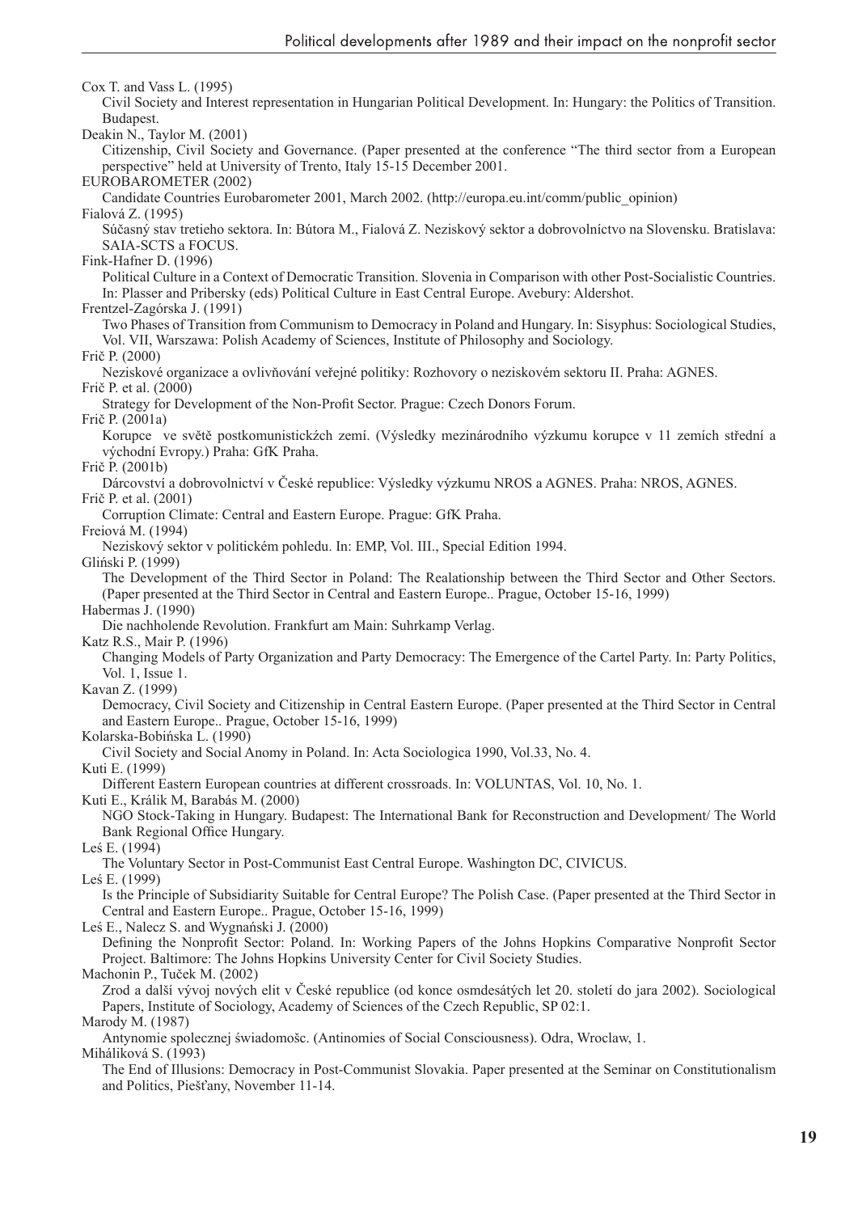Cox T. and Vass L. (1995)
: Civil Society and Interest representation in Hungarian Political Development. In: Hungary: the Politics of Transition. Budapest.

Deakin N., Taylor M. (2001)
: Citizenship, Civil Society and Governance. (Paper presented at the conference "The third sector from a European perspective" held at University of Trento, Italy 15-15 December 2001.

EUROBAROMETER (2002)
: Candidate Countries Eurobarometer 2001, March 2002. (http://europa.eu.int/comm/public_opinion)

Fialová Z. (1995)
: Súčasný stav tretieho sektora. In: Bútora M., Fialová Z. Neziskový sektor a dobrovoľníctvo na Slovensku. Bratislava: SAIA-SCTS a FOCUS.

Fink-Hafner D. (1996)
: Political Culture in a Context of Democratic Transition. Slovenia in Comparison with other Post-Socialistic Countries. In: Plasser and Pribersky (eds) Political Culture in East Central Europe. Avebury: Aldershot.

Frentzel-Zagórska J. (1991)
: Two Phases of Transition from Communism to Democracy in Poland and Hungary. In: Sisyphus: Sociological Studies, Vol. VII, Warszawa: Polish Academy of Sciences, Institute of Philosophy and Sociology.

Frič P. (2000)
: Neziskové organizace a ovlivňování veřejné politiky: Rozhovory o neziskovém sektoru II. Praha: AGNES.

Frič P. et al. (2000)
: Strategy for Development of the Non-Profit Sector. Prague: Czech Donors Forum.

Frič P. (2001a)
: Korupce ve světě postkomunistickźch zemí. (Výsledky mezinárodního výzkumu korupce v 11 zemích střední a východní Evropy.) Praha: GfK Praha.

Frič P. (2001b)
: Dárcovství a dobrovolnictví v České republice: Výsledky výzkumu NROS a AGNES. Praha: NROS, AGNES.

Frič P. et al. (2001)
: Corruption Climate: Central and Eastern Europe. Prague: GfK Praha.

Freiová M. (1994)
: Neziskový sektor v politickém pohledu. In: EMP, Vol. III., Special Edition 1994.

Gliński P. (1999)
: The Development of the Third Sector in Poland: The Realationship between the Third Sector and Other Sectors. (Paper presented at the Third Sector in Central and Eastern Europe.. Prague, October 15-16, 1999)

Habermas J. (1990)
: Die nachholende Revolution. Frankfurt am Main: Suhrkamp Verlag.

Katz R.S., Mair P. (1996)
: Changing Models of Party Organization and Party Democracy: The Emergence of the Cartel Party. In: Party Politics, Vol. 1, Issue 1.

Kavan Z. (1999)
: Democracy, Civil Society and Citizenship in Central Eastern Europe. (Paper presented at the Third Sector in Central and Eastern Europe.. Prague, October 15-16, 1999)

Kolarska-Bobińska L. (1990)
: Civil Society and Social Anomy in Poland. In: Acta Sociologica 1990, Vol.33, No. 4.

Kuti E. (1999)
: Different Eastern European countries at different crossroads. In: VOLUNTAS, Vol. 10, No. 1.

Kuti E., Králik M, Barabás M. (2000)
: NGO Stock-Taking in Hungary. Budapest: The International Bank for Reconstruction and Development/ The World Bank Regional Office Hungary.

Leś E. (1994)
: The Voluntary Sector in Post-Communist East Central Europe. Washington DC, CIVICUS.

Leś E. (1999)
: Is the Principle of Subsidiarity Suitable for Central Europe? The Polish Case. (Paper presented at the Third Sector in Central and Eastern Europe.. Prague, October 15-16, 1999)

Leś E., Nalecz S. and Wygnański J. (2000)
: Defining the Nonprofit Sector: Poland. In: Working Papers of the Johns Hopkins Comparative Nonprofit Sector Project. Baltimore: The Johns Hopkins University Center for Civil Society Studies.

Machonin P., Tuček M. (2002)
: Zrod a další vývoj nových elit v České republice (od konce osmdesátých let 20. století do jara 2002). Sociological Papers, Institute of Sociology, Academy of Sciences of the Czech Republic, SP 02:1.

Marody M. (1987)
: Antynomie spolecznej świadomošc. (Antinomies of Social Consciousness). Odra, Wroclaw, 1.

Miháliková S. (1993)
: The End of Illusions: Democracy in Post-Communist Slovakia. Paper presented at the Seminar on Constitutionalism and Politics, Piešťany, November 11-14.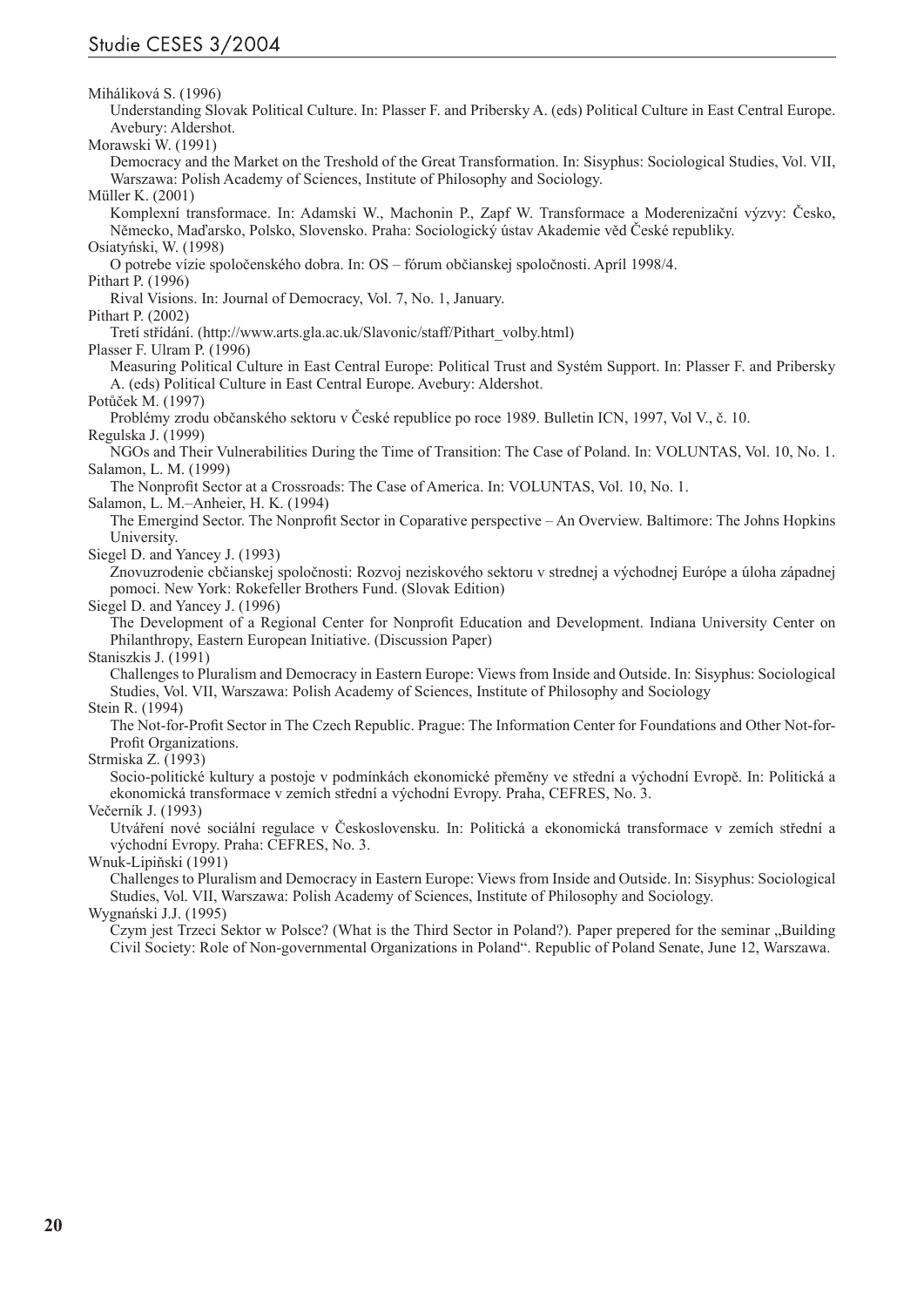Miháliková S. (1996)
Understanding Slovak Political Culture. In: Plasser F. and Pribersky A. (eds) Political Culture in East Central Europe. Avebury: Aldershot.

Morawski W. (1991)
Democracy and the Market on the Treshold of the Great Transformation. In: Sisyphus: Sociological Studies, Vol. VII, Warszawa: Polish Academy of Sciences, Institute of Philosophy and Sociology.

Müller K. (2001)
Komplexní transformace. In: Adamski W., Machonin P., Zapf W. Transformace a Moderenizační výzvy: Česko, Německo, Maďarsko, Polsko, Slovensko. Praha: Sociologický ústav Akademie věd České republiky.

Osiatyński, W. (1998)
O potrebe vízie spoločenského dobra. In: OS – fórum občianskej spoločnosti. Apríl 1998/4.

Pithart P. (1996)
Rival Visions. In: Journal of Democracy, Vol. 7, No. 1, January.

Pithart P. (2002)
Tretí střídání. (http://www.arts.gla.ac.uk/Slavonic/staff/Pithart_volby.html)

Plasser F. Ulram P. (1996)
Measuring Political Culture in East Central Europe: Political Trust and Systém Support. In: Plasser F. and Pribersky A. (eds) Political Culture in East Central Europe. Avebury: Aldershot.

Potůček M. (1997)
Problémy zrodu občanského sektoru v České republice po roce 1989. Bulletin ICN, 1997, Vol V., č. 10.

Regulska J. (1999)
NGOs and Their Vulnerabilities During the Time of Transition: The Case of Poland. In: VOLUNTAS, Vol. 10, No. 1.

Salamon, L. M. (1999)
The Nonprofit Sector at a Crossroads: The Case of America. In: VOLUNTAS, Vol. 10, No. 1.

Salamon, L. M.–Anheier, H. K. (1994)
The Emergind Sector. The Nonprofit Sector in Coparative perspective – An Overview. Baltimore: The Johns Hopkins University.

Siegel D. and Yancey J. (1993)
Znovuzrodenie cbčianskej spoločnosti: Rozvoj neziskového sektoru v strednej a východnej Európe a úloha západnej pomoci. New York: Rokefeller Brothers Fund. (Slovak Edition)

Siegel D. and Yancey J. (1996)
The Development of a Regional Center for Nonprofit Education and Development. Indiana University Center on Philanthropy, Eastern European Initiative. (Discussion Paper)

Staniszkis J. (1991)
Challenges to Pluralism and Democracy in Eastern Europe: Views from Inside and Outside. In: Sisyphus: Sociological Studies, Vol. VII, Warszawa: Polish Academy of Sciences, Institute of Philosophy and Sociology

Stein R. (1994)
The Not-for-Profit Sector in The Czech Republic. Prague: The Information Center for Foundations and Other Not-for-Profit Organizations.

Strmiska Z. (1993)
Socio-politické kultury a postoje v podmínkách ekonomické přeměny ve střední a východní Evropě. In: Politická a ekonomická transformace v zemích střední a východní Evropy. Praha, CEFRES, No. 3.

Večerník J. (1993)
Utváření nové sociální regulace v Československu. In: Politická a ekonomická transformace v zemích střední a východní Evropy. Praha: CEFRES, No. 3.

Wnuk-Lipiňski (1991)
Challenges to Pluralism and Democracy in Eastern Europe: Views from Inside and Outside. In: Sisyphus: Sociological Studies, Vol. VII, Warszawa: Polish Academy of Sciences, Institute of Philosophy and Sociology.

Wygnański J.J. (1995)
Czym jest Trzeci Sektor w Polsce? (What is the Third Sector in Poland?). Paper prepered for the seminar „Building Civil Society: Role of Non-governmental Organizations in Poland". Republic of Poland Senate, June 12, Warszawa.